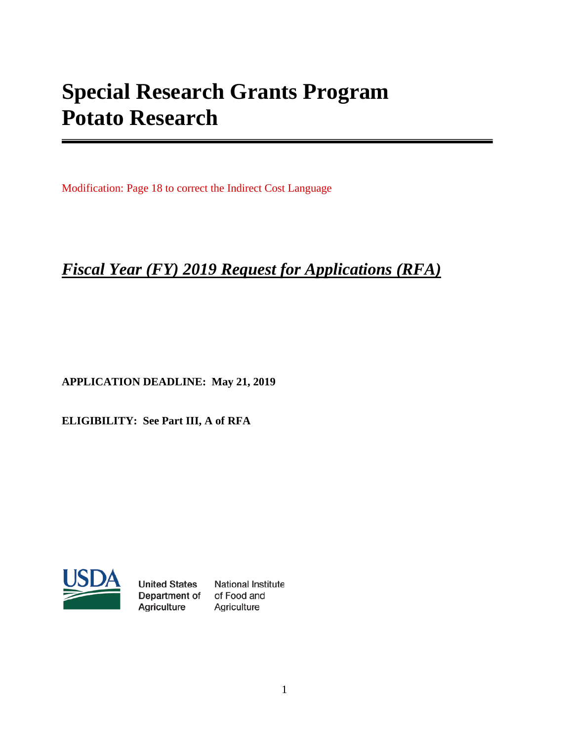# Special Research Grants Program Potato Research

Modification: Page 18 to correct the Indirect Cost Language

## *Fiscal Year (FY) 2019 Request for Applications (RFA)*

**APPLICATION DEADLINE: May 21, 2019**

**ELIGIBILITY: See Part III, A of RFA**

United States Department of Agriculture

National Institute of Food and Agriculture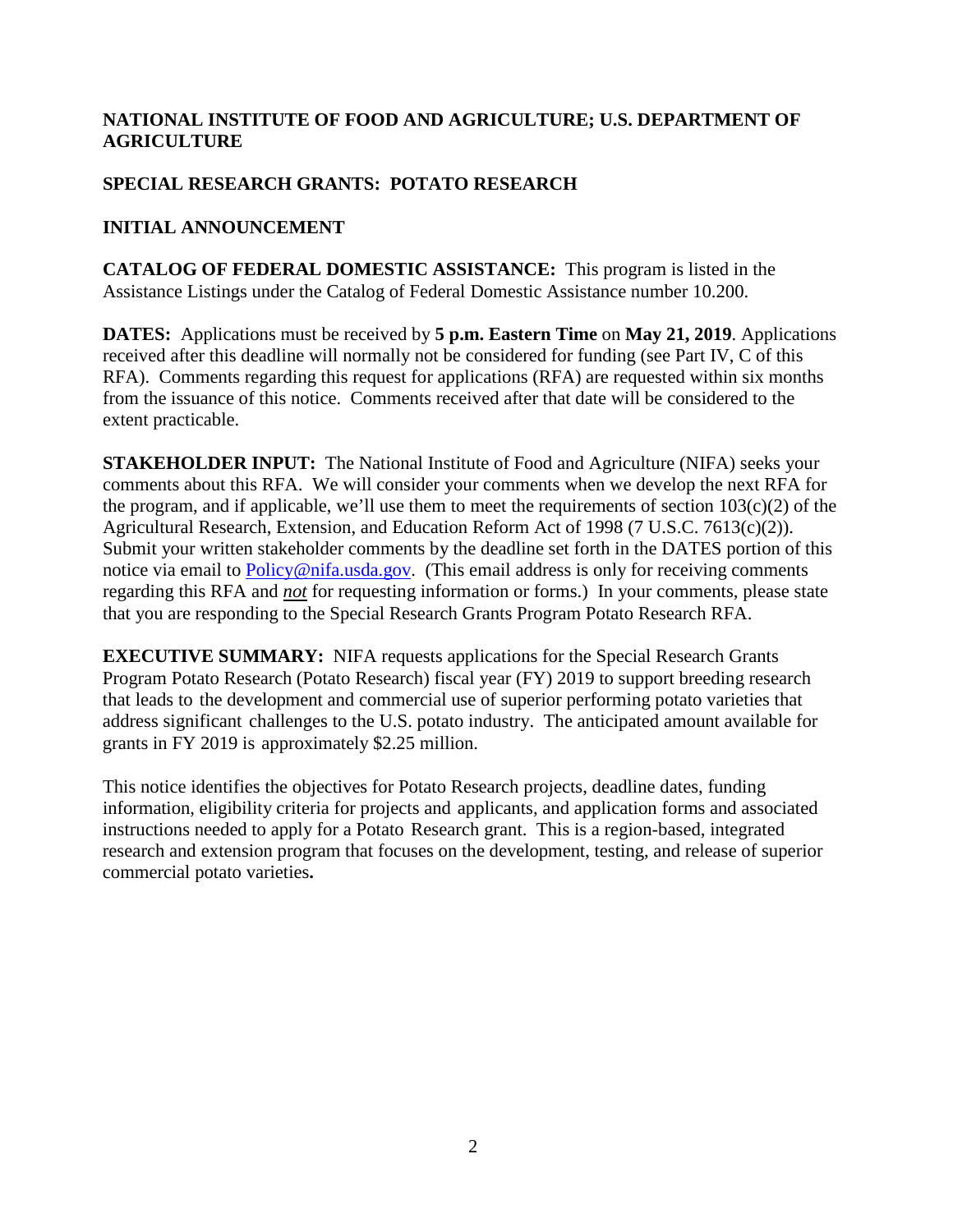**NATIONAL INSTITUTE OF FOOD AND AGRICULTURE; U.S. DEPARTMENT OF AGRICULTURE**

**SPECIAL RESEARCH GRANTS: POTATO RESEARCH**

**INITIAL ANNOUNCEMENT**

**CATALOG OF FEDERAL DOMESTIC ASSISTANCE:** This program is listed in the Assistance Listings under the Catalog of Federal Domestic Assistance number 10.200.

**DATES:** Applications must be received by **5 p.m. Eastern Time** on **May 21, 2019**. Applications received after this deadline will normally not be considered for funding (see Part IV, C of this RFA). Comments regarding this request for applications (RFA) are requested within six months from the issuance of this notice. Comments received after that date will be considered to the extent practicable.

**STAKEHOLDER INPUT:** The National Institute of Food and Agriculture (NIFA) seeks your comments about this RFA. We will consider your comments when we develop the next RFA for the program, and if applicable, we'll use them to meet the requirements of section 103(c)(2) of the Agricultural Research, Extension, and Education Reform Act of 1998 (7 U.S.C. 7613(c)(2)). Submit your written stakeholder comments by the deadline set forth in the DATES portion of this notice via email to Policy@nifa.usda.gov. (This email address is only for receiving comments regarding this RFA and ***not*** for requesting information or forms.) In your comments, please state that you are responding to the Special Research Grants Program Potato Research RFA.

**EXECUTIVE SUMMARY:** NIFA requests applications for the Special Research Grants Program Potato Research (Potato Research) fiscal year (FY) 2019 to support breeding research that leads to the development and commercial use of superior performing potato varieties that address significant challenges to the U.S. potato industry. The anticipated amount available for grants in FY 2019 is approximately $2.25 million.

This notice identifies the objectives for Potato Research projects, deadline dates, funding information, eligibility criteria for projects and applicants, and application forms and associated instructions needed to apply for a Potato Research grant. This is a region-based, integrated research and extension program that focuses on the development, testing, and release of superior commercial potato varieties**.**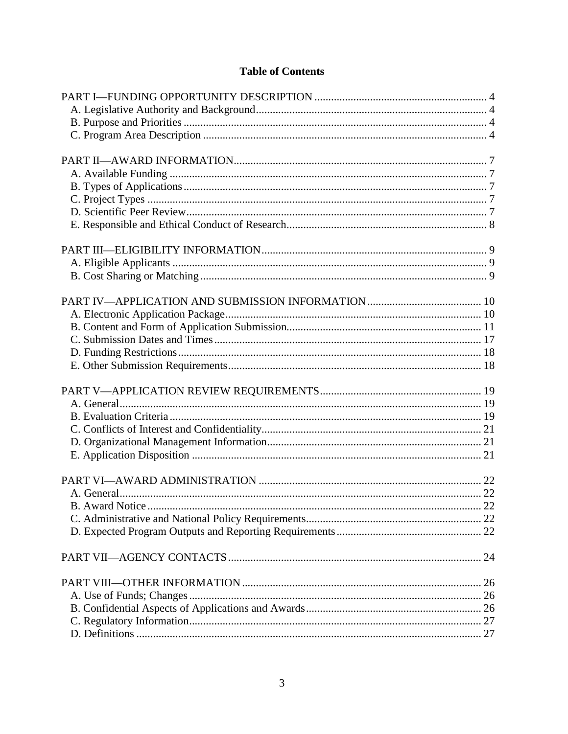# Table of Contents

PART I—FUNDING OPPORTUNITY DESCRIPTION ..... 4
- A. Legislative Authority and Background ..... 4
- B. Purpose and Priorities ..... 4
- C. Program Area Description ..... 4

PART II—AWARD INFORMATION ..... 7
- A. Available Funding ..... 7
- B. Types of Applications ..... 7
- C. Project Types ..... 7
- D. Scientific Peer Review ..... 7
- E. Responsible and Ethical Conduct of Research ..... 8

PART III—ELIGIBILITY INFORMATION ..... 9
- A. Eligible Applicants ..... 9
- B. Cost Sharing or Matching ..... 9

PART IV—APPLICATION AND SUBMISSION INFORMATION ..... 10
- A. Electronic Application Package ..... 10
- B. Content and Form of Application Submission ..... 11
- C. Submission Dates and Times ..... 17
- D. Funding Restrictions ..... 18
- E. Other Submission Requirements ..... 18

PART V—APPLICATION REVIEW REQUIREMENTS ..... 19
- A. General ..... 19
- B. Evaluation Criteria ..... 19
- C. Conflicts of Interest and Confidentiality ..... 21
- D. Organizational Management Information ..... 21
- E. Application Disposition ..... 21

PART VI—AWARD ADMINISTRATION ..... 22
- A. General ..... 22
- B. Award Notice ..... 22
- C. Administrative and National Policy Requirements ..... 22
- D. Expected Program Outputs and Reporting Requirements ..... 22

PART VII—AGENCY CONTACTS ..... 24

PART VIII—OTHER INFORMATION ..... 26
- A. Use of Funds; Changes ..... 26
- B. Confidential Aspects of Applications and Awards ..... 26
- C. Regulatory Information ..... 27
- D. Definitions ..... 27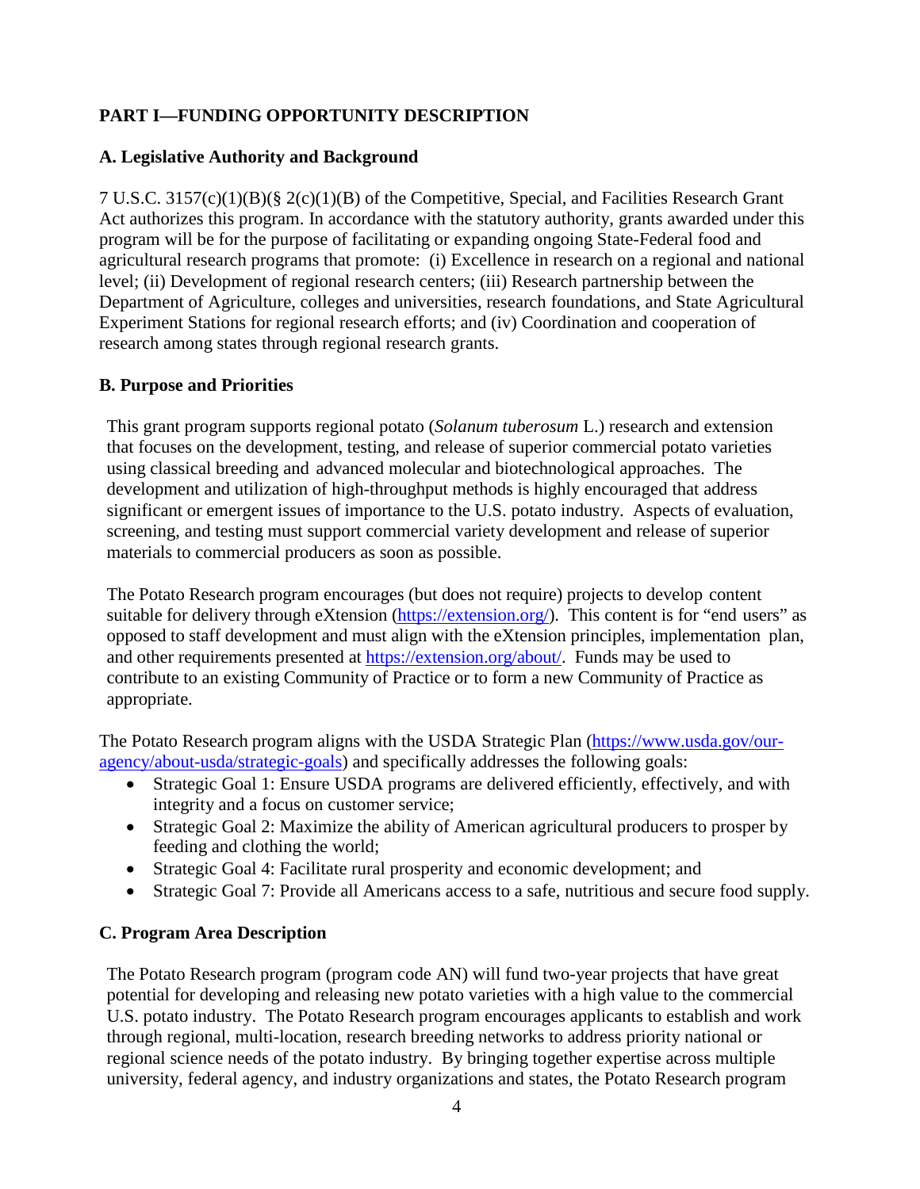## PART I—FUNDING OPPORTUNITY DESCRIPTION

### A. Legislative Authority and Background

7 U.S.C. 3157(c)(1)(B)(§ 2(c)(1)(B) of the Competitive, Special, and Facilities Research Grant Act authorizes this program. In accordance with the statutory authority, grants awarded under this program will be for the purpose of facilitating or expanding ongoing State-Federal food and agricultural research programs that promote: (i) Excellence in research on a regional and national level; (ii) Development of regional research centers; (iii) Research partnership between the Department of Agriculture, colleges and universities, research foundations, and State Agricultural Experiment Stations for regional research efforts; and (iv) Coordination and cooperation of research among states through regional research grants.

### B. Purpose and Priorities

This grant program supports regional potato (*Solanum tuberosum* L.) research and extension that focuses on the development, testing, and release of superior commercial potato varieties using classical breeding and advanced molecular and biotechnological approaches. The development and utilization of high-throughput methods is highly encouraged that address significant or emergent issues of importance to the U.S. potato industry. Aspects of evaluation, screening, and testing must support commercial variety development and release of superior materials to commercial producers as soon as possible.

The Potato Research program encourages (but does not require) projects to develop content suitable for delivery through eXtension (https://extension.org/). This content is for "end users" as opposed to staff development and must align with the eXtension principles, implementation plan, and other requirements presented at https://extension.org/about/. Funds may be used to contribute to an existing Community of Practice or to form a new Community of Practice as appropriate.

The Potato Research program aligns with the USDA Strategic Plan (https://www.usda.gov/our-agency/about-usda/strategic-goals) and specifically addresses the following goals:

- Strategic Goal 1: Ensure USDA programs are delivered efficiently, effectively, and with integrity and a focus on customer service;
- Strategic Goal 2: Maximize the ability of American agricultural producers to prosper by feeding and clothing the world;
- Strategic Goal 4: Facilitate rural prosperity and economic development; and
- Strategic Goal 7: Provide all Americans access to a safe, nutritious and secure food supply.

### C. Program Area Description

The Potato Research program (program code AN) will fund two-year projects that have great potential for developing and releasing new potato varieties with a high value to the commercial U.S. potato industry. The Potato Research program encourages applicants to establish and work through regional, multi-location, research breeding networks to address priority national or regional science needs of the potato industry. By bringing together expertise across multiple university, federal agency, and industry organizations and states, the Potato Research program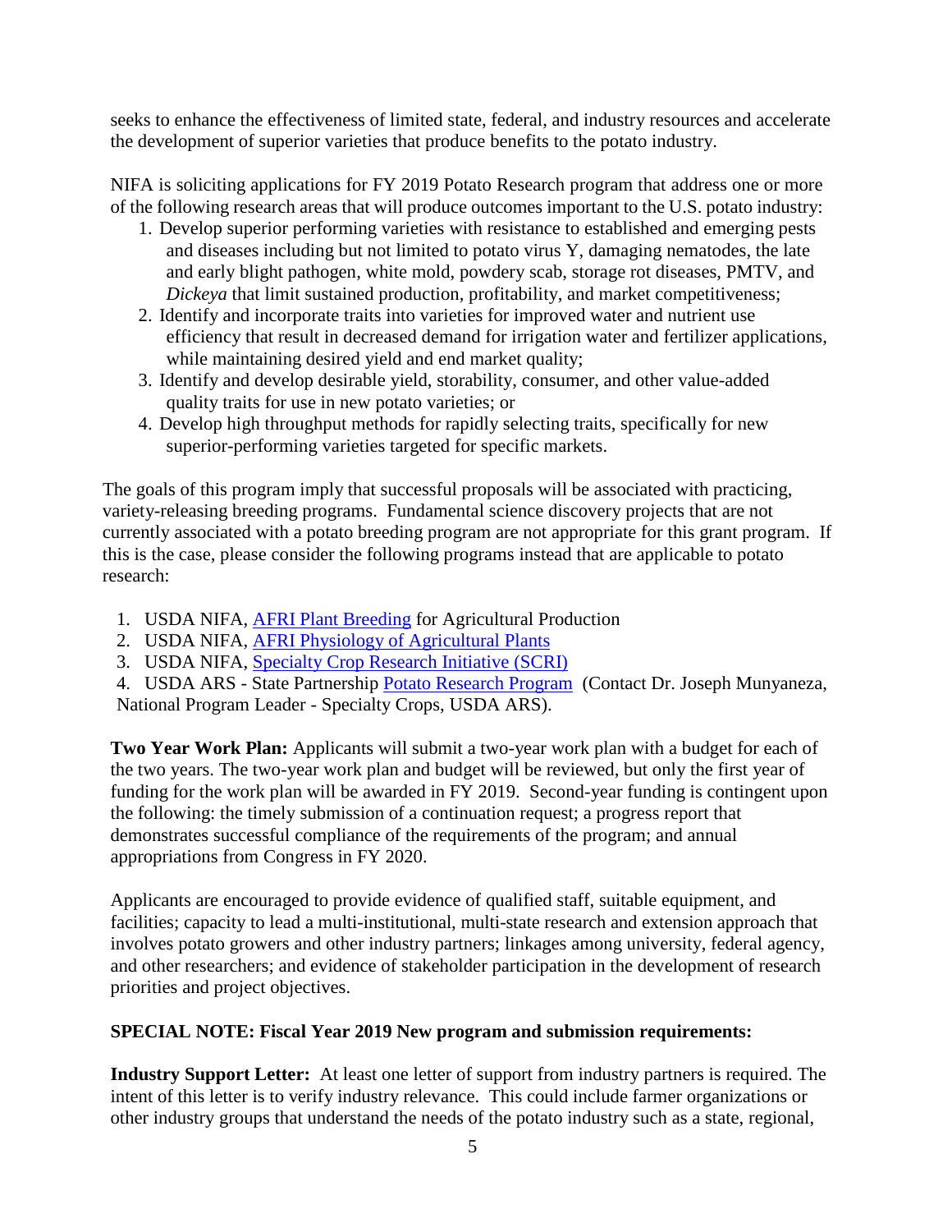seeks to enhance the effectiveness of limited state, federal, and industry resources and accelerate the development of superior varieties that produce benefits to the potato industry.

NIFA is soliciting applications for FY 2019 Potato Research program that address one or more of the following research areas that will produce outcomes important to the U.S. potato industry:

1. Develop superior performing varieties with resistance to established and emerging pests and diseases including but not limited to potato virus Y, damaging nematodes, the late and early blight pathogen, white mold, powdery scab, storage rot diseases, PMTV, and *Dickeya* that limit sustained production, profitability, and market competitiveness;
2. Identify and incorporate traits into varieties for improved water and nutrient use efficiency that result in decreased demand for irrigation water and fertilizer applications, while maintaining desired yield and end market quality;
3. Identify and develop desirable yield, storability, consumer, and other value-added quality traits for use in new potato varieties; or
4. Develop high throughput methods for rapidly selecting traits, specifically for new superior-performing varieties targeted for specific markets.

The goals of this program imply that successful proposals will be associated with practicing, variety-releasing breeding programs. Fundamental science discovery projects that are not currently associated with a potato breeding program are not appropriate for this grant program. If this is the case, please consider the following programs instead that are applicable to potato research:

1. USDA NIFA, [AFRI Plant Breeding](#) for Agricultural Production
2. USDA NIFA, [AFRI Physiology of Agricultural Plants](#)
3. USDA NIFA, [Specialty Crop Research Initiative (SCRI)](#)
4. USDA ARS - State Partnership [Potato Research Program](#) (Contact Dr. Joseph Munyaneza, National Program Leader - Specialty Crops, USDA ARS).

**Two Year Work Plan:** Applicants will submit a two-year work plan with a budget for each of the two years. The two-year work plan and budget will be reviewed, but only the first year of funding for the work plan will be awarded in FY 2019. Second-year funding is contingent upon the following: the timely submission of a continuation request; a progress report that demonstrates successful compliance of the requirements of the program; and annual appropriations from Congress in FY 2020.

Applicants are encouraged to provide evidence of qualified staff, suitable equipment, and facilities; capacity to lead a multi-institutional, multi-state research and extension approach that involves potato growers and other industry partners; linkages among university, federal agency, and other researchers; and evidence of stakeholder participation in the development of research priorities and project objectives.

**SPECIAL NOTE: Fiscal Year 2019 New program and submission requirements:**

**Industry Support Letter:** At least one letter of support from industry partners is required. The intent of this letter is to verify industry relevance. This could include farmer organizations or other industry groups that understand the needs of the potato industry such as a state, regional,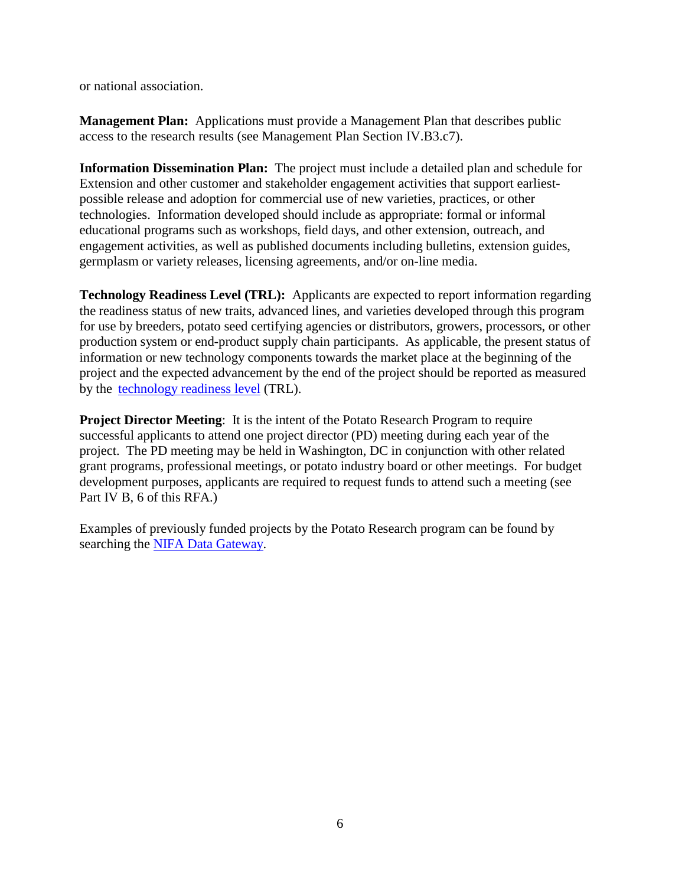or national association.

**Management Plan:** Applications must provide a Management Plan that describes public access to the research results (see Management Plan Section IV.B3.c7).

**Information Dissemination Plan:** The project must include a detailed plan and schedule for Extension and other customer and stakeholder engagement activities that support earliest-possible release and adoption for commercial use of new varieties, practices, or other technologies. Information developed should include as appropriate: formal or informal educational programs such as workshops, field days, and other extension, outreach, and engagement activities, as well as published documents including bulletins, extension guides, germplasm or variety releases, licensing agreements, and/or on-line media.

**Technology Readiness Level (TRL):** Applicants are expected to report information regarding the readiness status of new traits, advanced lines, and varieties developed through this program for use by breeders, potato seed certifying agencies or distributors, growers, processors, or other production system or end-product supply chain participants. As applicable, the present status of information or new technology components towards the market place at the beginning of the project and the expected advancement by the end of the project should be reported as measured by the technology readiness level (TRL).

**Project Director Meeting**: It is the intent of the Potato Research Program to require successful applicants to attend one project director (PD) meeting during each year of the project. The PD meeting may be held in Washington, DC in conjunction with other related grant programs, professional meetings, or potato industry board or other meetings. For budget development purposes, applicants are required to request funds to attend such a meeting (see Part IV B, 6 of this RFA.)

Examples of previously funded projects by the Potato Research program can be found by searching the NIFA Data Gateway.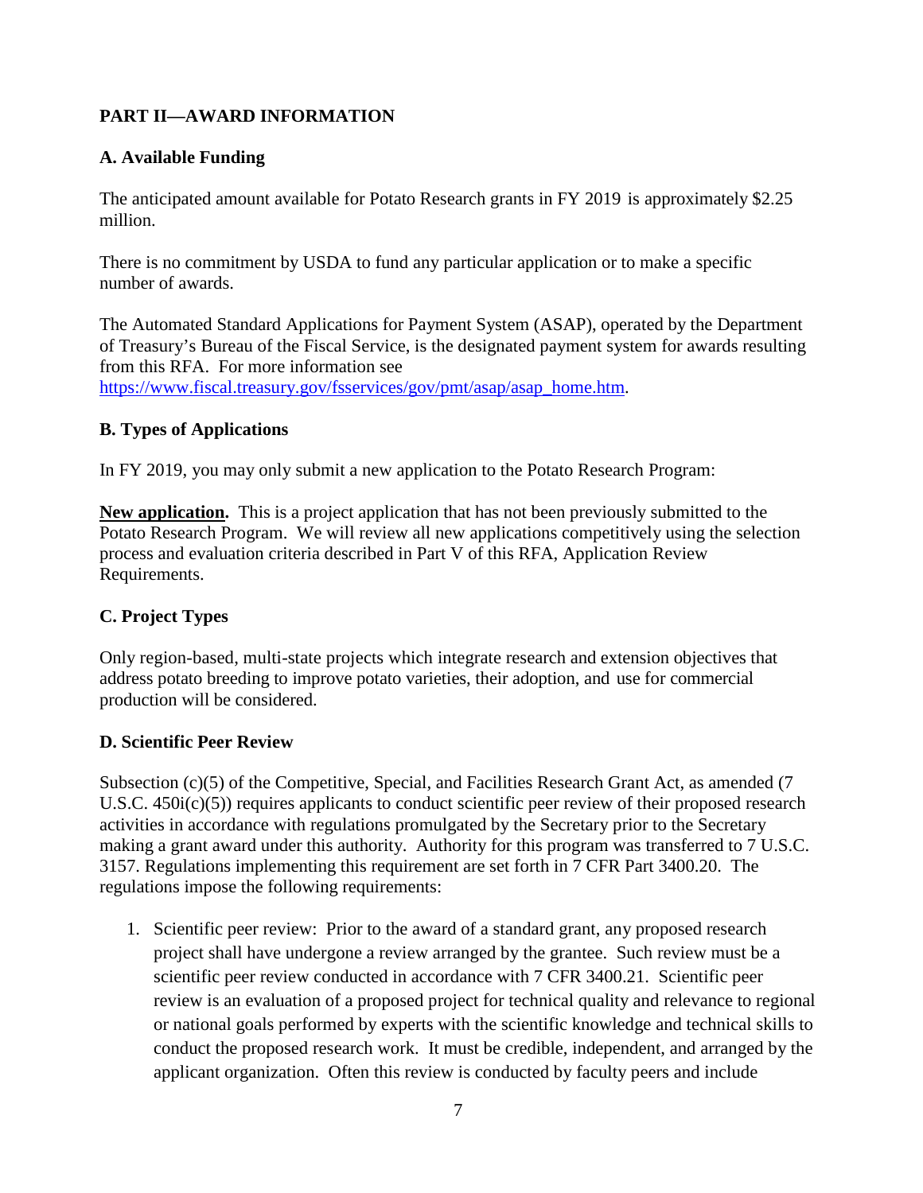## PART II—AWARD INFORMATION

### A. Available Funding

The anticipated amount available for Potato Research grants in FY 2019 is approximately $2.25 million.

There is no commitment by USDA to fund any particular application or to make a specific number of awards.

The Automated Standard Applications for Payment System (ASAP), operated by the Department of Treasury's Bureau of the Fiscal Service, is the designated payment system for awards resulting from this RFA. For more information see [https://www.fiscal.treasury.gov/fsservices/gov/pmt/asap/asap_home.htm](https://www.fiscal.treasury.gov/fsservices/gov/pmt/asap/asap_home.htm).

### B. Types of Applications

In FY 2019, you may only submit a new application to the Potato Research Program:

**New application.** This is a project application that has not been previously submitted to the Potato Research Program. We will review all new applications competitively using the selection process and evaluation criteria described in Part V of this RFA, Application Review Requirements.

### C. Project Types

Only region-based, multi-state projects which integrate research and extension objectives that address potato breeding to improve potato varieties, their adoption, and use for commercial production will be considered.

### D. Scientific Peer Review

Subsection (c)(5) of the Competitive, Special, and Facilities Research Grant Act, as amended (7 U.S.C. 450i(c)(5)) requires applicants to conduct scientific peer review of their proposed research activities in accordance with regulations promulgated by the Secretary prior to the Secretary making a grant award under this authority. Authority for this program was transferred to 7 U.S.C. 3157. Regulations implementing this requirement are set forth in 7 CFR Part 3400.20. The regulations impose the following requirements:

1. Scientific peer review: Prior to the award of a standard grant, any proposed research project shall have undergone a review arranged by the grantee. Such review must be a scientific peer review conducted in accordance with 7 CFR 3400.21. Scientific peer review is an evaluation of a proposed project for technical quality and relevance to regional or national goals performed by experts with the scientific knowledge and technical skills to conduct the proposed research work. It must be credible, independent, and arranged by the applicant organization. Often this review is conducted by faculty peers and include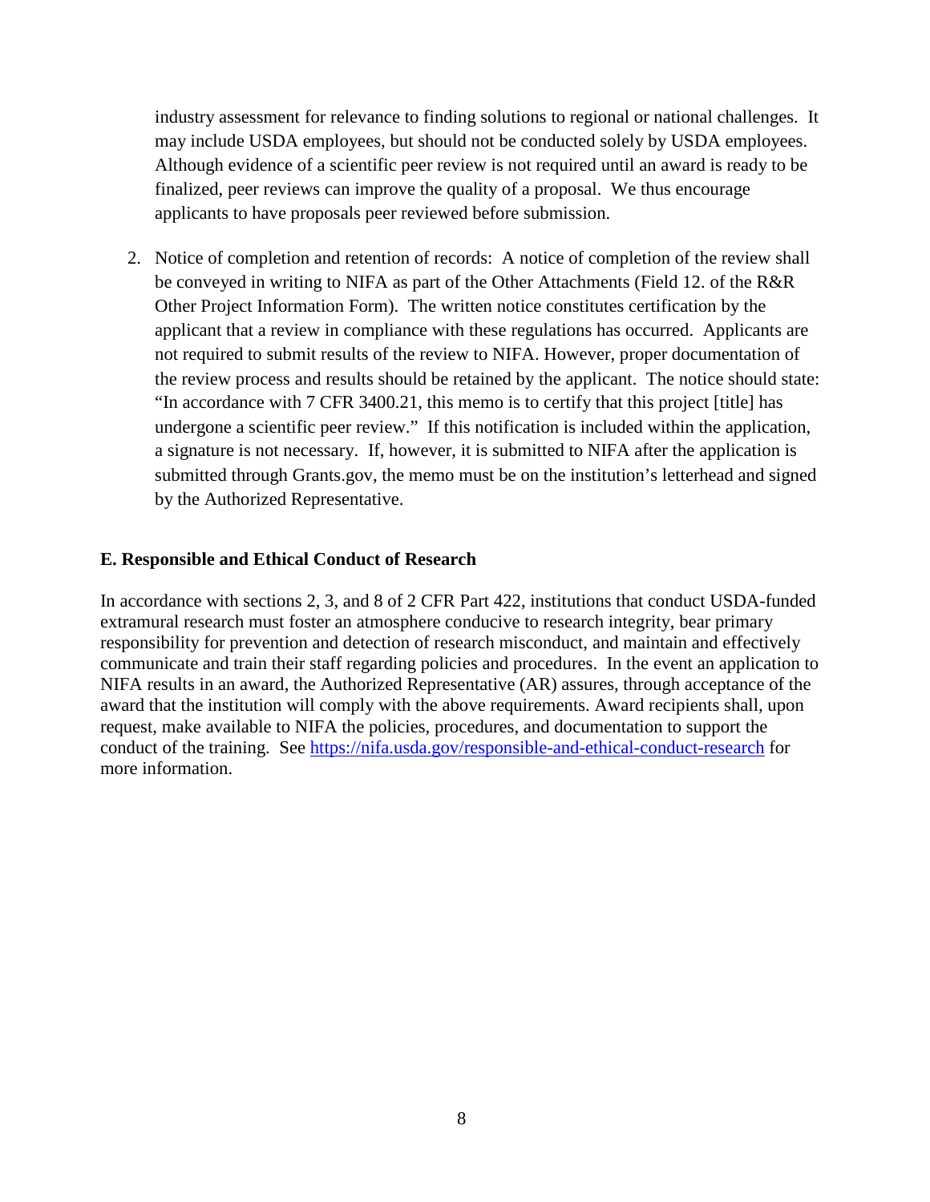industry assessment for relevance to finding solutions to regional or national challenges. It may include USDA employees, but should not be conducted solely by USDA employees. Although evidence of a scientific peer review is not required until an award is ready to be finalized, peer reviews can improve the quality of a proposal. We thus encourage applicants to have proposals peer reviewed before submission.

2. Notice of completion and retention of records: A notice of completion of the review shall be conveyed in writing to NIFA as part of the Other Attachments (Field 12. of the R&R Other Project Information Form). The written notice constitutes certification by the applicant that a review in compliance with these regulations has occurred. Applicants are not required to submit results of the review to NIFA. However, proper documentation of the review process and results should be retained by the applicant. The notice should state: "In accordance with 7 CFR 3400.21, this memo is to certify that this project [title] has undergone a scientific peer review." If this notification is included within the application, a signature is not necessary. If, however, it is submitted to NIFA after the application is submitted through Grants.gov, the memo must be on the institution's letterhead and signed by the Authorized Representative.

### E. Responsible and Ethical Conduct of Research

In accordance with sections 2, 3, and 8 of 2 CFR Part 422, institutions that conduct USDA-funded extramural research must foster an atmosphere conducive to research integrity, bear primary responsibility for prevention and detection of research misconduct, and maintain and effectively communicate and train their staff regarding policies and procedures. In the event an application to NIFA results in an award, the Authorized Representative (AR) assures, through acceptance of the award that the institution will comply with the above requirements. Award recipients shall, upon request, make available to NIFA the policies, procedures, and documentation to support the conduct of the training. See https://nifa.usda.gov/responsible-and-ethical-conduct-research for more information.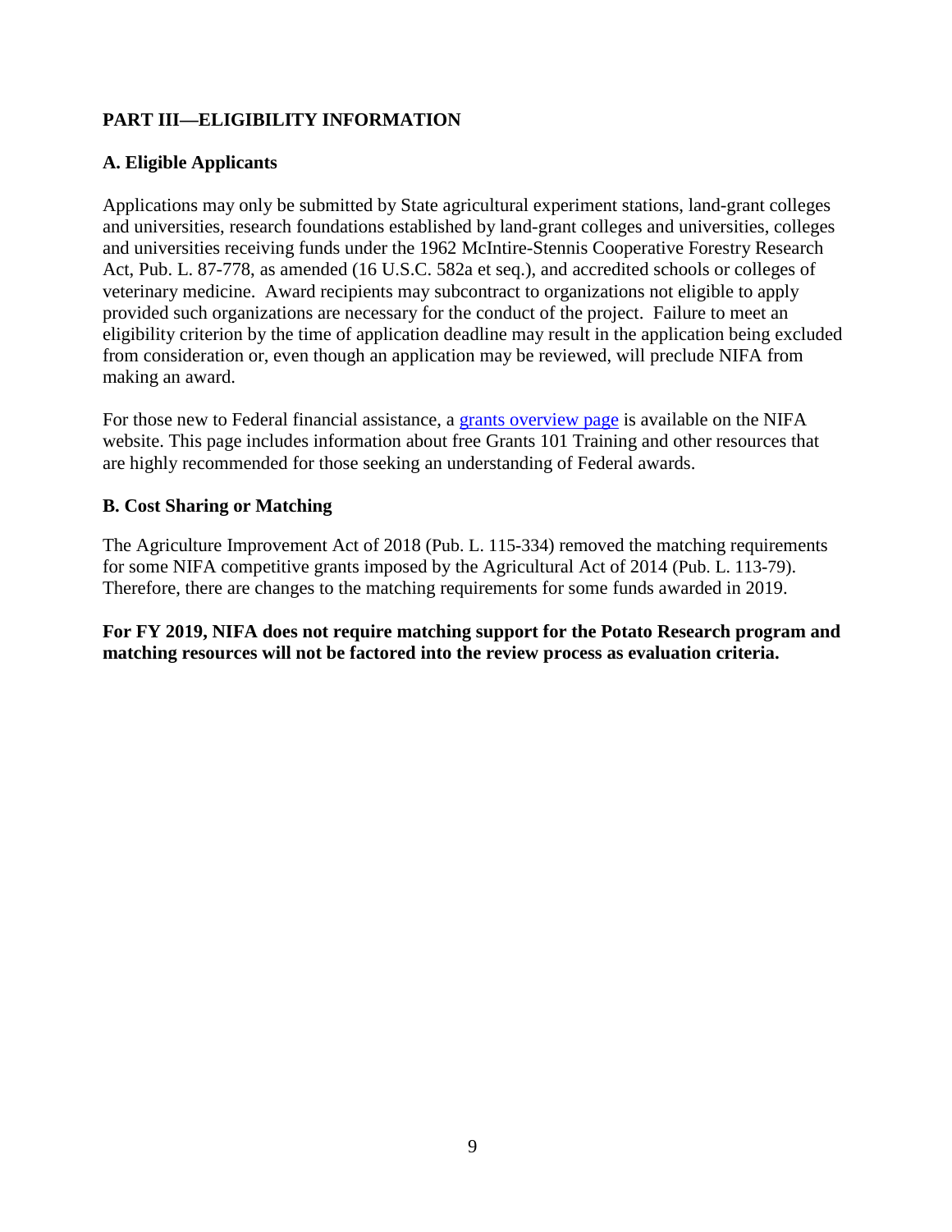## PART III—ELIGIBILITY INFORMATION

### A. Eligible Applicants

Applications may only be submitted by State agricultural experiment stations, land-grant colleges and universities, research foundations established by land-grant colleges and universities, colleges and universities receiving funds under the 1962 McIntire-Stennis Cooperative Forestry Research Act, Pub. L. 87-778, as amended (16 U.S.C. 582a et seq.), and accredited schools or colleges of veterinary medicine. Award recipients may subcontract to organizations not eligible to apply provided such organizations are necessary for the conduct of the project. Failure to meet an eligibility criterion by the time of application deadline may result in the application being excluded from consideration or, even though an application may be reviewed, will preclude NIFA from making an award.

For those new to Federal financial assistance, a grants overview page is available on the NIFA website. This page includes information about free Grants 101 Training and other resources that are highly recommended for those seeking an understanding of Federal awards.

### B. Cost Sharing or Matching

The Agriculture Improvement Act of 2018 (Pub. L. 115-334) removed the matching requirements for some NIFA competitive grants imposed by the Agricultural Act of 2014 (Pub. L. 113-79). Therefore, there are changes to the matching requirements for some funds awarded in 2019.

**For FY 2019, NIFA does not require matching support for the Potato Research program and matching resources will not be factored into the review process as evaluation criteria.**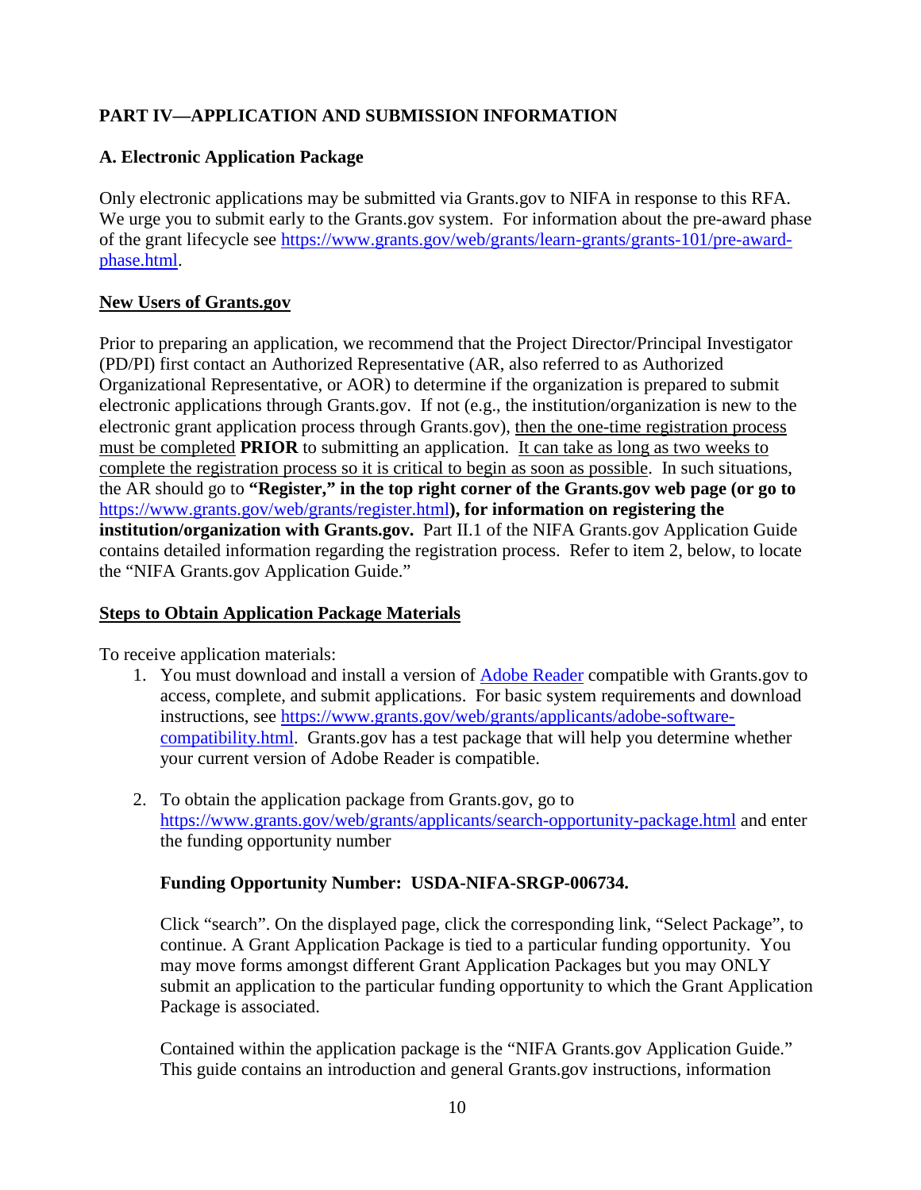## PART IV—APPLICATION AND SUBMISSION INFORMATION

### A. Electronic Application Package

Only electronic applications may be submitted via Grants.gov to NIFA in response to this RFA. We urge you to submit early to the Grants.gov system. For information about the pre-award phase of the grant lifecycle see https://www.grants.gov/web/grants/learn-grants/grants-101/pre-award-phase.html.

**New Users of Grants.gov**

Prior to preparing an application, we recommend that the Project Director/Principal Investigator (PD/PI) first contact an Authorized Representative (AR, also referred to as Authorized Organizational Representative, or AOR) to determine if the organization is prepared to submit electronic applications through Grants.gov. If not (e.g., the institution/organization is new to the electronic grant application process through Grants.gov), then the one-time registration process must be completed **PRIOR** to submitting an application. It can take as long as two weeks to complete the registration process so it is critical to begin as soon as possible. In such situations, the AR should go to **"Register," in the top right corner of the Grants.gov web page (or go to** https://www.grants.gov/web/grants/register.html**), for information on registering the institution/organization with Grants.gov.** Part II.1 of the NIFA Grants.gov Application Guide contains detailed information regarding the registration process. Refer to item 2, below, to locate the "NIFA Grants.gov Application Guide."

**Steps to Obtain Application Package Materials**

To receive application materials:

1. You must download and install a version of Adobe Reader compatible with Grants.gov to access, complete, and submit applications. For basic system requirements and download instructions, see https://www.grants.gov/web/grants/applicants/adobe-software-compatibility.html. Grants.gov has a test package that will help you determine whether your current version of Adobe Reader is compatible.

2. To obtain the application package from Grants.gov, go to https://www.grants.gov/web/grants/applicants/search-opportunity-package.html and enter the funding opportunity number

   **Funding Opportunity Number: USDA-NIFA-SRGP-006734.**

   Click "search". On the displayed page, click the corresponding link, "Select Package", to continue. A Grant Application Package is tied to a particular funding opportunity. You may move forms amongst different Grant Application Packages but you may ONLY submit an application to the particular funding opportunity to which the Grant Application Package is associated.

   Contained within the application package is the "NIFA Grants.gov Application Guide." This guide contains an introduction and general Grants.gov instructions, information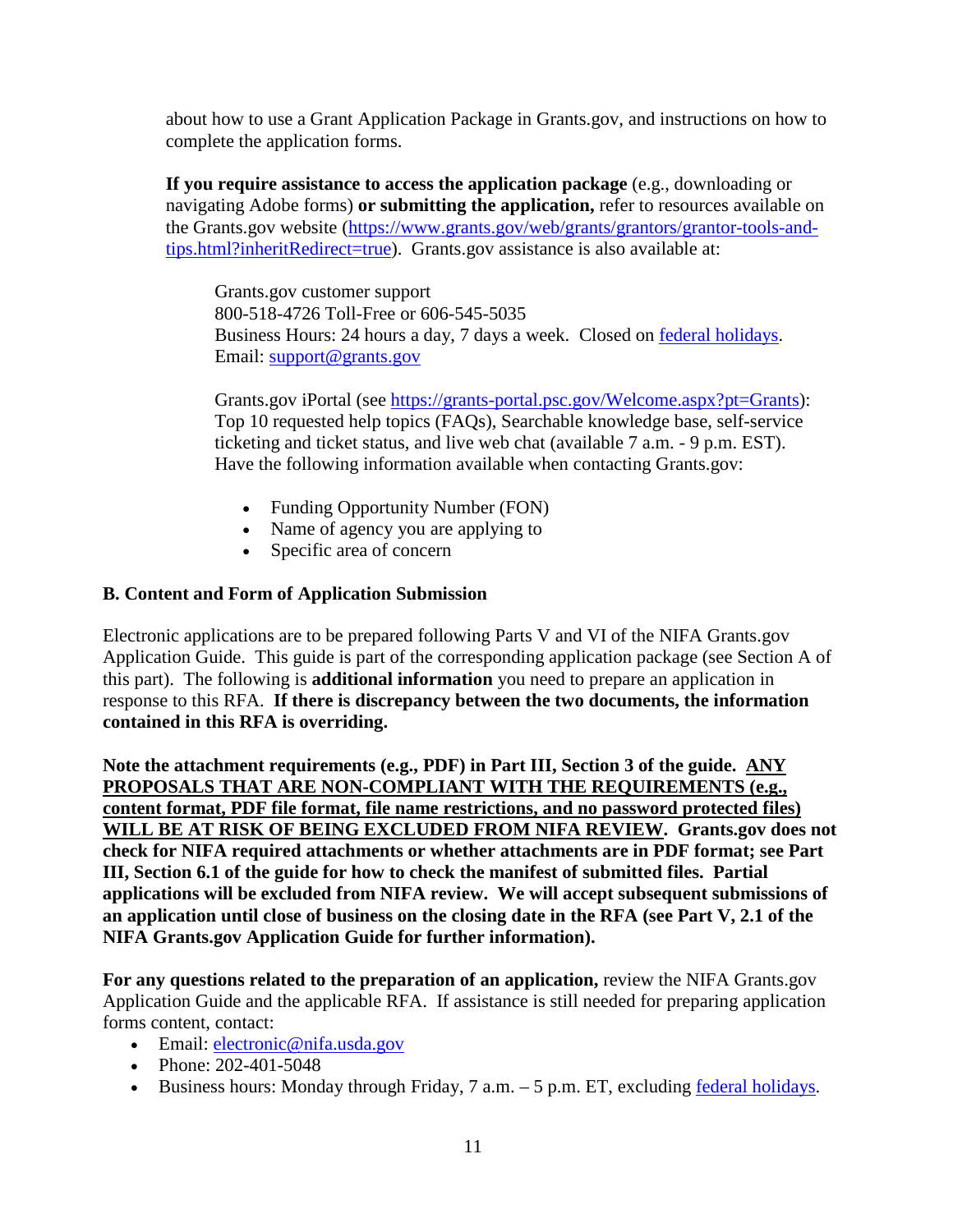about how to use a Grant Application Package in Grants.gov, and instructions on how to complete the application forms.

**If you require assistance to access the application package** (e.g., downloading or navigating Adobe forms) **or submitting the application,** refer to resources available on the Grants.gov website (https://www.grants.gov/web/grants/grantors/grantor-tools-and-tips.html?inheritRedirect=true). Grants.gov assistance is also available at:

Grants.gov customer support
800-518-4726 Toll-Free or 606-545-5035
Business Hours: 24 hours a day, 7 days a week. Closed on federal holidays.
Email: support@grants.gov

Grants.gov iPortal (see https://grants-portal.psc.gov/Welcome.aspx?pt=Grants): Top 10 requested help topics (FAQs), Searchable knowledge base, self-service ticketing and ticket status, and live web chat (available 7 a.m. - 9 p.m. EST). Have the following information available when contacting Grants.gov:

- Funding Opportunity Number (FON)
- Name of agency you are applying to
- Specific area of concern

### B. Content and Form of Application Submission

Electronic applications are to be prepared following Parts V and VI of the NIFA Grants.gov Application Guide. This guide is part of the corresponding application package (see Section A of this part). The following is **additional information** you need to prepare an application in response to this RFA. **If there is discrepancy between the two documents, the information contained in this RFA is overriding.**

**Note the attachment requirements (e.g., PDF) in Part III, Section 3 of the guide. ANY PROPOSALS THAT ARE NON-COMPLIANT WITH THE REQUIREMENTS (e.g., content format, PDF file format, file name restrictions, and no password protected files) WILL BE AT RISK OF BEING EXCLUDED FROM NIFA REVIEW. Grants.gov does not check for NIFA required attachments or whether attachments are in PDF format; see Part III, Section 6.1 of the guide for how to check the manifest of submitted files. Partial applications will be excluded from NIFA review. We will accept subsequent submissions of an application until close of business on the closing date in the RFA (see Part V, 2.1 of the NIFA Grants.gov Application Guide for further information).**

**For any questions related to the preparation of an application,** review the NIFA Grants.gov Application Guide and the applicable RFA. If assistance is still needed for preparing application forms content, contact:

- Email: electronic@nifa.usda.gov
- Phone: 202-401-5048
- Business hours: Monday through Friday, 7 a.m. – 5 p.m. ET, excluding federal holidays.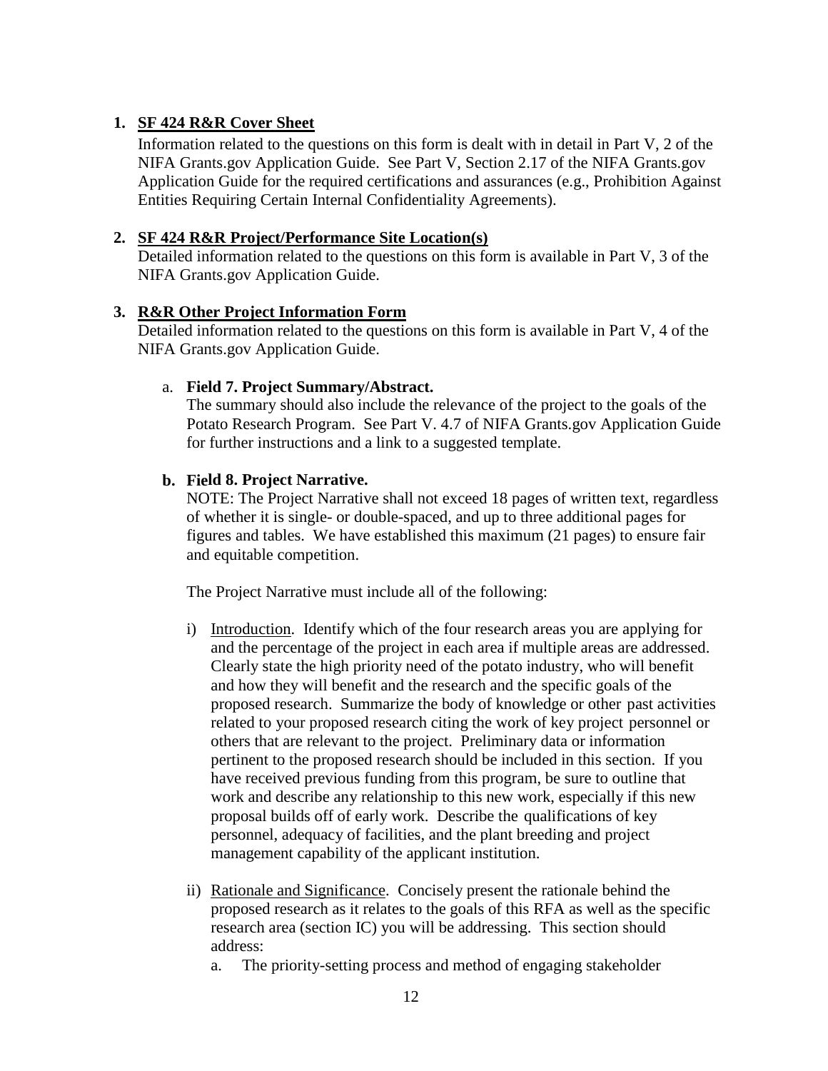1. **SF 424 R&R Cover Sheet**

   Information related to the questions on this form is dealt with in detail in Part V, 2 of the NIFA Grants.gov Application Guide. See Part V, Section 2.17 of the NIFA Grants.gov Application Guide for the required certifications and assurances (e.g., Prohibition Against Entities Requiring Certain Internal Confidentiality Agreements).

2. **SF 424 R&R Project/Performance Site Location(s)**

   Detailed information related to the questions on this form is available in Part V, 3 of the NIFA Grants.gov Application Guide.

3. **R&R Other Project Information Form**

   Detailed information related to the questions on this form is available in Part V, 4 of the NIFA Grants.gov Application Guide.

   a. **Field 7. Project Summary/Abstract.**

      The summary should also include the relevance of the project to the goals of the Potato Research Program. See Part V. 4.7 of NIFA Grants.gov Application Guide for further instructions and a link to a suggested template.

   **b. Field 8. Project Narrative.**

      NOTE: The Project Narrative shall not exceed 18 pages of written text, regardless of whether it is single- or double-spaced, and up to three additional pages for figures and tables. We have established this maximum (21 pages) to ensure fair and equitable competition.

      The Project Narrative must include all of the following:

      i) Introduction. Identify which of the four research areas you are applying for and the percentage of the project in each area if multiple areas are addressed. Clearly state the high priority need of the potato industry, who will benefit and how they will benefit and the research and the specific goals of the proposed research. Summarize the body of knowledge or other past activities related to your proposed research citing the work of key project personnel or others that are relevant to the project. Preliminary data or information pertinent to the proposed research should be included in this section. If you have received previous funding from this program, be sure to outline that work and describe any relationship to this new work, especially if this new proposal builds off of early work. Describe the qualifications of key personnel, adequacy of facilities, and the plant breeding and project management capability of the applicant institution.

      ii) Rationale and Significance. Concisely present the rationale behind the proposed research as it relates to the goals of this RFA as well as the specific research area (section IC) you will be addressing. This section should address:

         a. The priority-setting process and method of engaging stakeholder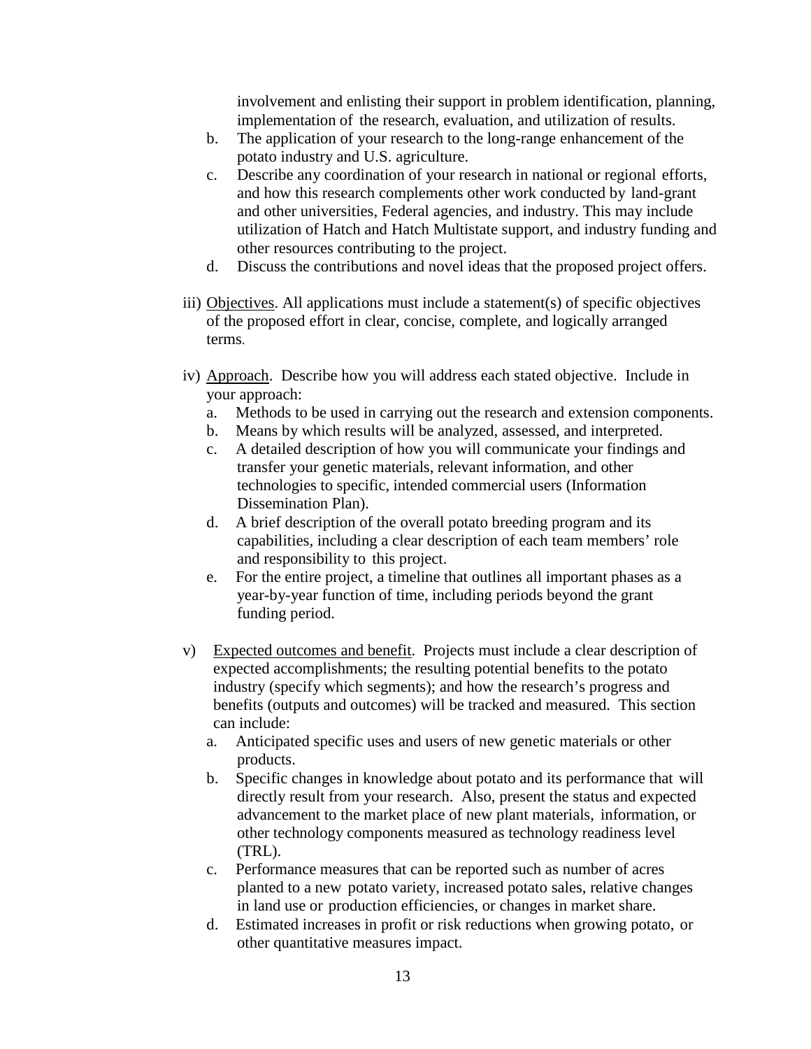involvement and enlisting their support in problem identification, planning, implementation of the research, evaluation, and utilization of results.

b. The application of your research to the long-range enhancement of the potato industry and U.S. agriculture.

c. Describe any coordination of your research in national or regional efforts, and how this research complements other work conducted by land-grant and other universities, Federal agencies, and industry. This may include utilization of Hatch and Hatch Multistate support, and industry funding and other resources contributing to the project.

d. Discuss the contributions and novel ideas that the proposed project offers.

iii) Objectives. All applications must include a statement(s) of specific objectives of the proposed effort in clear, concise, complete, and logically arranged terms.

iv) Approach. Describe how you will address each stated objective. Include in your approach:

a. Methods to be used in carrying out the research and extension components.

b. Means by which results will be analyzed, assessed, and interpreted.

c. A detailed description of how you will communicate your findings and transfer your genetic materials, relevant information, and other technologies to specific, intended commercial users (Information Dissemination Plan).

d. A brief description of the overall potato breeding program and its capabilities, including a clear description of each team members' role and responsibility to this project.

e. For the entire project, a timeline that outlines all important phases as a year-by-year function of time, including periods beyond the grant funding period.

v) Expected outcomes and benefit. Projects must include a clear description of expected accomplishments; the resulting potential benefits to the potato industry (specify which segments); and how the research's progress and benefits (outputs and outcomes) will be tracked and measured. This section can include:

a. Anticipated specific uses and users of new genetic materials or other products.

b. Specific changes in knowledge about potato and its performance that will directly result from your research. Also, present the status and expected advancement to the market place of new plant materials, information, or other technology components measured as technology readiness level (TRL).

c. Performance measures that can be reported such as number of acres planted to a new potato variety, increased potato sales, relative changes in land use or production efficiencies, or changes in market share.

d. Estimated increases in profit or risk reductions when growing potato, or other quantitative measures impact.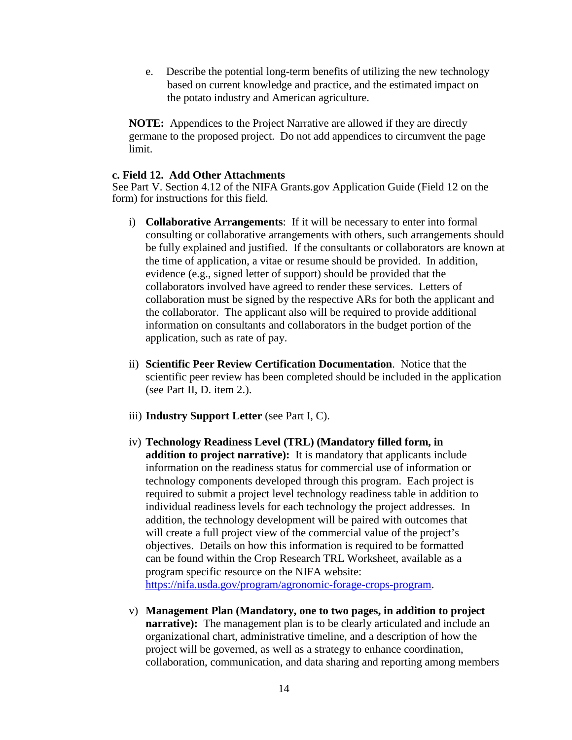e. Describe the potential long-term benefits of utilizing the new technology based on current knowledge and practice, and the estimated impact on the potato industry and American agriculture.

**NOTE:** Appendices to the Project Narrative are allowed if they are directly germane to the proposed project. Do not add appendices to circumvent the page limit.

**c. Field 12. Add Other Attachments**

See Part V. Section 4.12 of the NIFA Grants.gov Application Guide (Field 12 on the form) for instructions for this field.

i) **Collaborative Arrangements**: If it will be necessary to enter into formal consulting or collaborative arrangements with others, such arrangements should be fully explained and justified. If the consultants or collaborators are known at the time of application, a vitae or resume should be provided. In addition, evidence (e.g., signed letter of support) should be provided that the collaborators involved have agreed to render these services. Letters of collaboration must be signed by the respective ARs for both the applicant and the collaborator. The applicant also will be required to provide additional information on consultants and collaborators in the budget portion of the application, such as rate of pay.

ii) **Scientific Peer Review Certification Documentation**. Notice that the scientific peer review has been completed should be included in the application (see Part II, D. item 2.).

iii) **Industry Support Letter** (see Part I, C).

iv) **Technology Readiness Level (TRL) (Mandatory filled form, in addition to project narrative):** It is mandatory that applicants include information on the readiness status for commercial use of information or technology components developed through this program. Each project is required to submit a project level technology readiness table in addition to individual readiness levels for each technology the project addresses. In addition, the technology development will be paired with outcomes that will create a full project view of the commercial value of the project's objectives. Details on how this information is required to be formatted can be found within the Crop Research TRL Worksheet, available as a program specific resource on the NIFA website: https://nifa.usda.gov/program/agronomic-forage-crops-program.

v) **Management Plan (Mandatory, one to two pages, in addition to project narrative):** The management plan is to be clearly articulated and include an organizational chart, administrative timeline, and a description of how the project will be governed, as well as a strategy to enhance coordination, collaboration, communication, and data sharing and reporting among members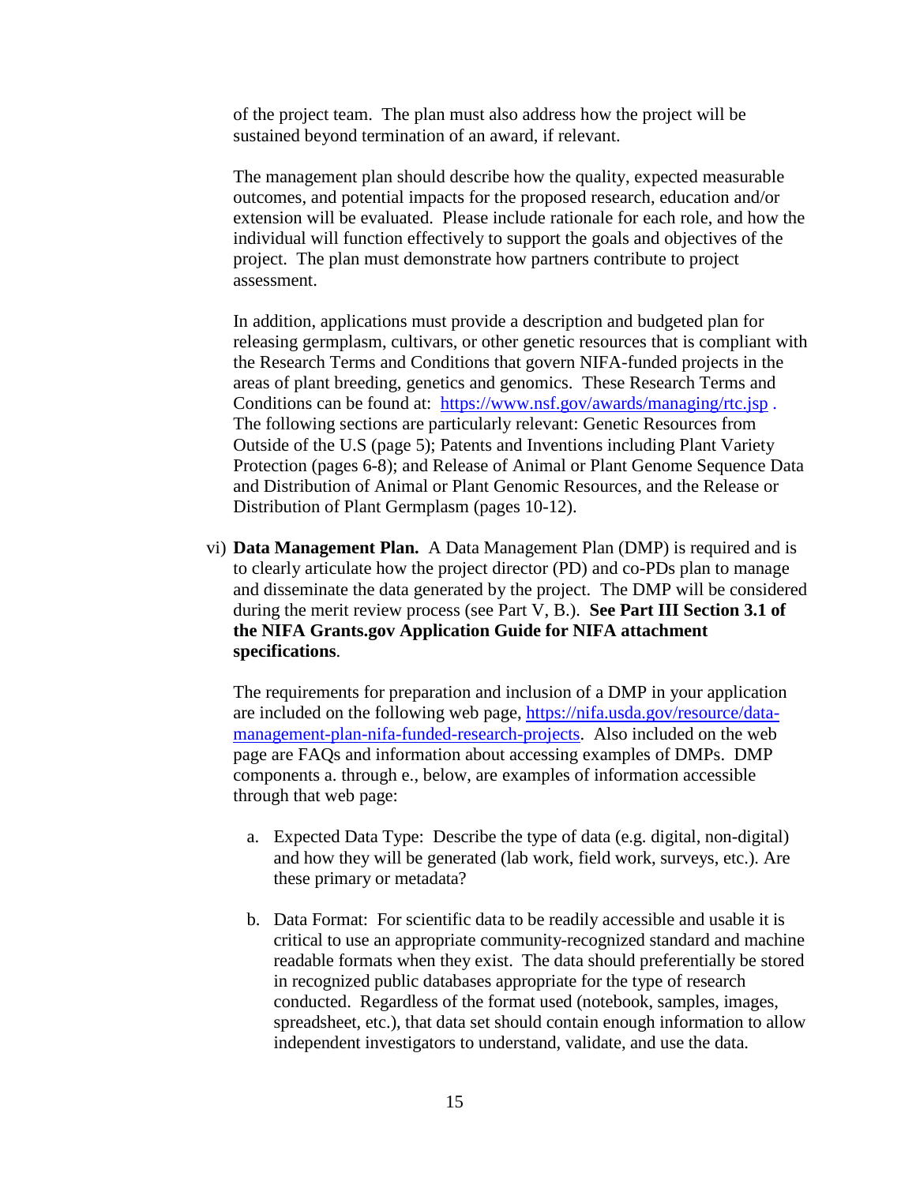of the project team. The plan must also address how the project will be sustained beyond termination of an award, if relevant.

The management plan should describe how the quality, expected measurable outcomes, and potential impacts for the proposed research, education and/or extension will be evaluated. Please include rationale for each role, and how the individual will function effectively to support the goals and objectives of the project. The plan must demonstrate how partners contribute to project assessment.

In addition, applications must provide a description and budgeted plan for releasing germplasm, cultivars, or other genetic resources that is compliant with the Research Terms and Conditions that govern NIFA-funded projects in the areas of plant breeding, genetics and genomics. These Research Terms and Conditions can be found at: https://www.nsf.gov/awards/managing/rtc.jsp . The following sections are particularly relevant: Genetic Resources from Outside of the U.S (page 5); Patents and Inventions including Plant Variety Protection (pages 6-8); and Release of Animal or Plant Genome Sequence Data and Distribution of Animal or Plant Genomic Resources, and the Release or Distribution of Plant Germplasm (pages 10-12).

vi) **Data Management Plan.** A Data Management Plan (DMP) is required and is to clearly articulate how the project director (PD) and co-PDs plan to manage and disseminate the data generated by the project. The DMP will be considered during the merit review process (see Part V, B.). **See Part III Section 3.1 of the NIFA Grants.gov Application Guide for NIFA attachment specifications**.

The requirements for preparation and inclusion of a DMP in your application are included on the following web page, https://nifa.usda.gov/resource/data-management-plan-nifa-funded-research-projects. Also included on the web page are FAQs and information about accessing examples of DMPs. DMP components a. through e., below, are examples of information accessible through that web page:

a. Expected Data Type: Describe the type of data (e.g. digital, non-digital) and how they will be generated (lab work, field work, surveys, etc.). Are these primary or metadata?

b. Data Format: For scientific data to be readily accessible and usable it is critical to use an appropriate community-recognized standard and machine readable formats when they exist. The data should preferentially be stored in recognized public databases appropriate for the type of research conducted. Regardless of the format used (notebook, samples, images, spreadsheet, etc.), that data set should contain enough information to allow independent investigators to understand, validate, and use the data.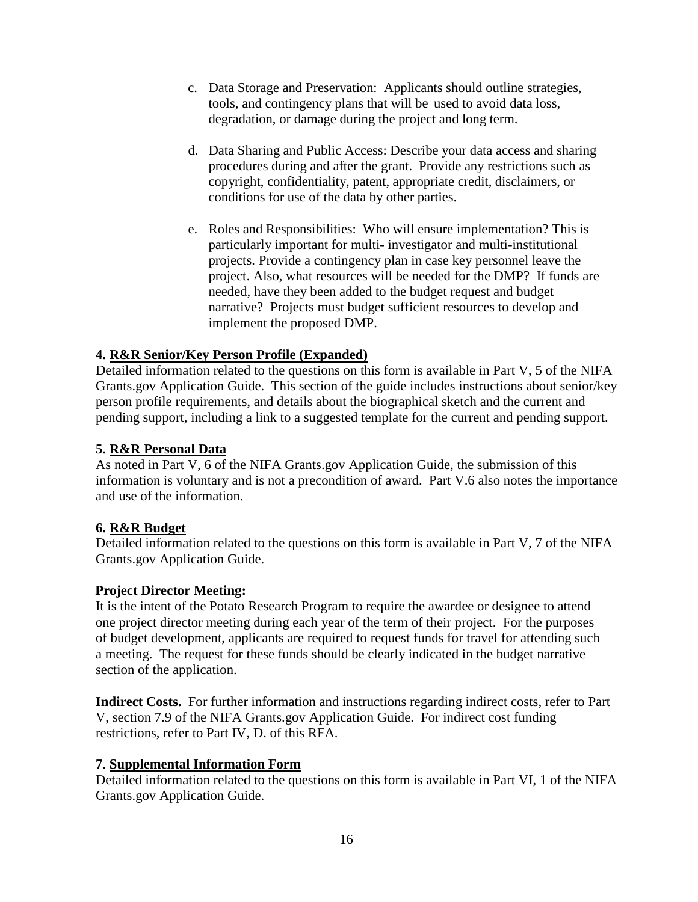c. Data Storage and Preservation: Applicants should outline strategies, tools, and contingency plans that will be used to avoid data loss, degradation, or damage during the project and long term.

d. Data Sharing and Public Access: Describe your data access and sharing procedures during and after the grant. Provide any restrictions such as copyright, confidentiality, patent, appropriate credit, disclaimers, or conditions for use of the data by other parties.

e. Roles and Responsibilities: Who will ensure implementation? This is particularly important for multi- investigator and multi-institutional projects. Provide a contingency plan in case key personnel leave the project. Also, what resources will be needed for the DMP? If funds are needed, have they been added to the budget request and budget narrative? Projects must budget sufficient resources to develop and implement the proposed DMP.

**4. R&R Senior/Key Person Profile (Expanded)**

Detailed information related to the questions on this form is available in Part V, 5 of the NIFA Grants.gov Application Guide. This section of the guide includes instructions about senior/key person profile requirements, and details about the biographical sketch and the current and pending support, including a link to a suggested template for the current and pending support.

**5. R&R Personal Data**

As noted in Part V, 6 of the NIFA Grants.gov Application Guide, the submission of this information is voluntary and is not a precondition of award. Part V.6 also notes the importance and use of the information.

**6. R&R Budget**

Detailed information related to the questions on this form is available in Part V, 7 of the NIFA Grants.gov Application Guide.

**Project Director Meeting:**

It is the intent of the Potato Research Program to require the awardee or designee to attend one project director meeting during each year of the term of their project. For the purposes of budget development, applicants are required to request funds for travel for attending such a meeting. The request for these funds should be clearly indicated in the budget narrative section of the application.

**Indirect Costs.** For further information and instructions regarding indirect costs, refer to Part V, section 7.9 of the NIFA Grants.gov Application Guide. For indirect cost funding restrictions, refer to Part IV, D. of this RFA.

**7. Supplemental Information Form**

Detailed information related to the questions on this form is available in Part VI, 1 of the NIFA Grants.gov Application Guide.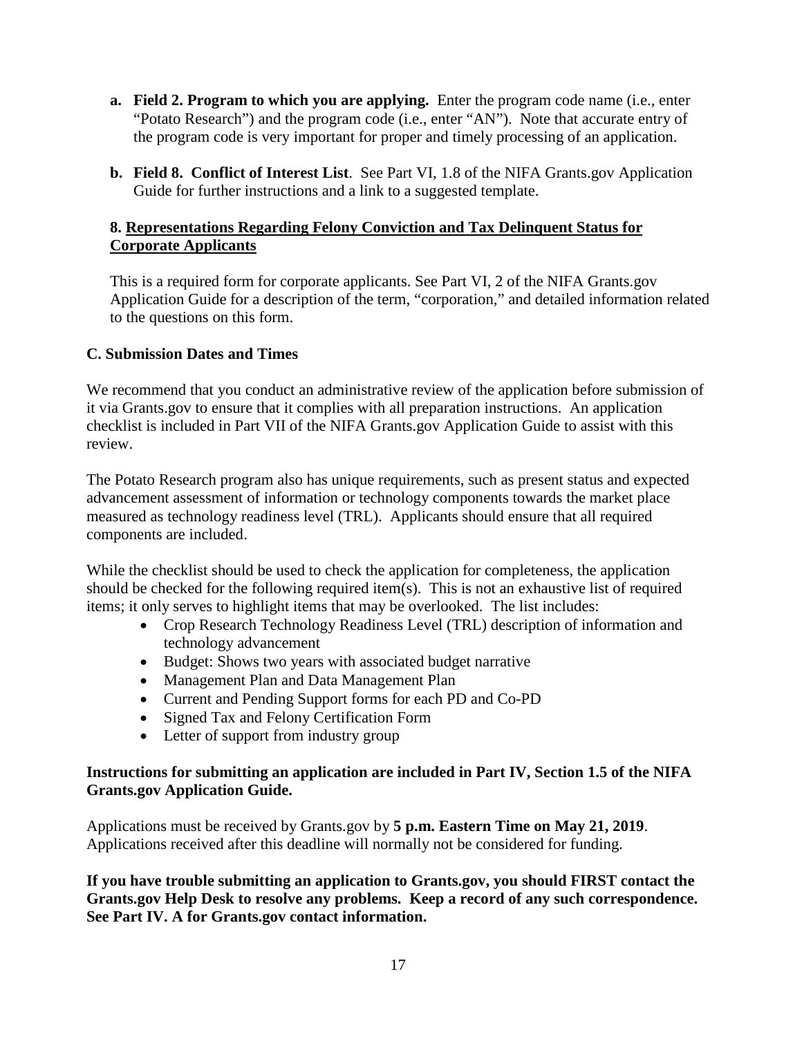a. **Field 2. Program to which you are applying.** Enter the program code name (i.e., enter "Potato Research") and the program code (i.e., enter "AN"). Note that accurate entry of the program code is very important for proper and timely processing of an application.

b. **Field 8. Conflict of Interest List**. See Part VI, 1.8 of the NIFA Grants.gov Application Guide for further instructions and a link to a suggested template.

**8. Representations Regarding Felony Conviction and Tax Delinquent Status for Corporate Applicants**

This is a required form for corporate applicants. See Part VI, 2 of the NIFA Grants.gov Application Guide for a description of the term, "corporation," and detailed information related to the questions on this form.

**C. Submission Dates and Times**

We recommend that you conduct an administrative review of the application before submission of it via Grants.gov to ensure that it complies with all preparation instructions. An application checklist is included in Part VII of the NIFA Grants.gov Application Guide to assist with this review.

The Potato Research program also has unique requirements, such as present status and expected advancement assessment of information or technology components towards the market place measured as technology readiness level (TRL). Applicants should ensure that all required components are included.

While the checklist should be used to check the application for completeness, the application should be checked for the following required item(s). This is not an exhaustive list of required items; it only serves to highlight items that may be overlooked. The list includes:

- Crop Research Technology Readiness Level (TRL) description of information and technology advancement
- Budget: Shows two years with associated budget narrative
- Management Plan and Data Management Plan
- Current and Pending Support forms for each PD and Co-PD
- Signed Tax and Felony Certification Form
- Letter of support from industry group

**Instructions for submitting an application are included in Part IV, Section 1.5 of the NIFA Grants.gov Application Guide.**

Applications must be received by Grants.gov by **5 p.m. Eastern Time on May 21, 2019**. Applications received after this deadline will normally not be considered for funding.

**If you have trouble submitting an application to Grants.gov, you should FIRST contact the Grants.gov Help Desk to resolve any problems. Keep a record of any such correspondence. See Part IV. A for Grants.gov contact information.**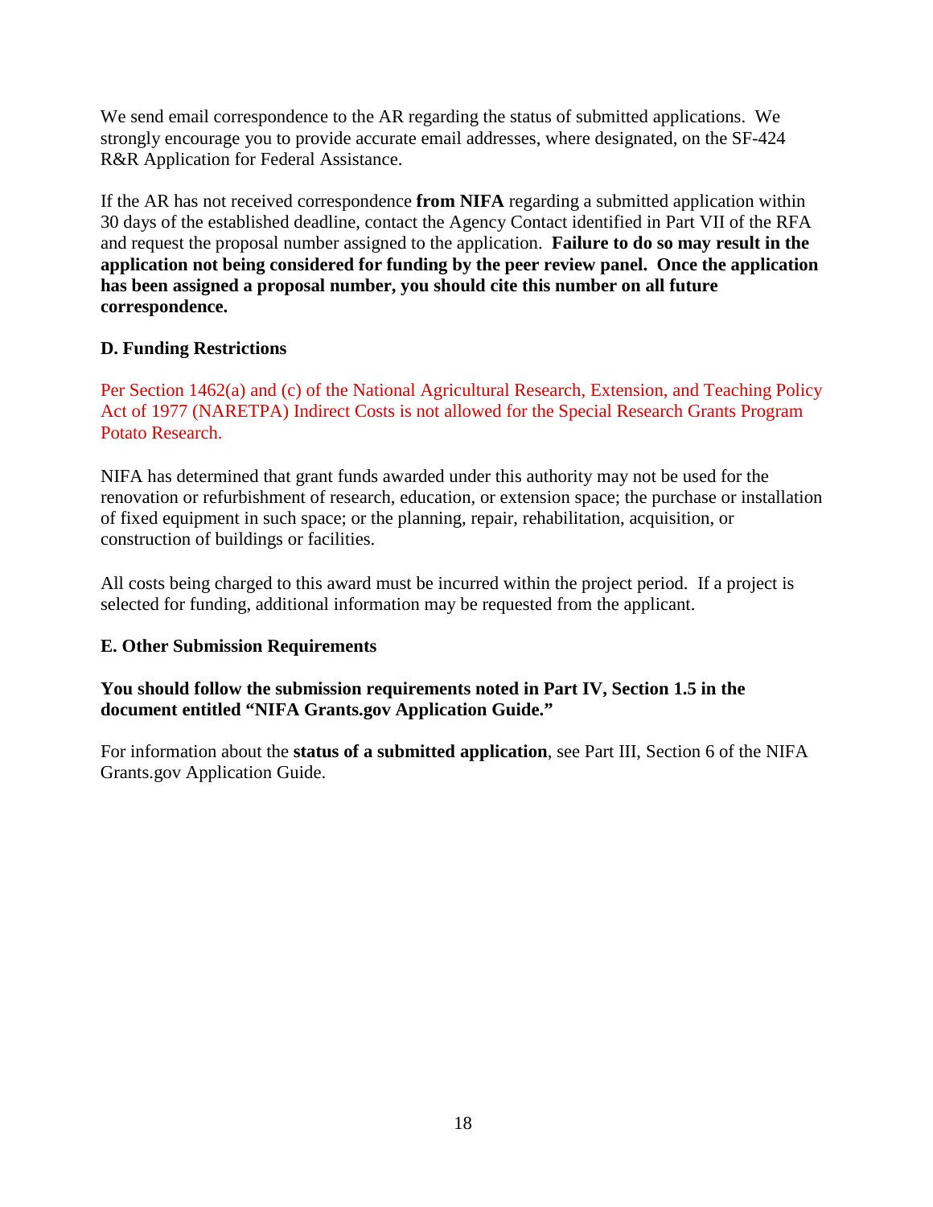We send email correspondence to the AR regarding the status of submitted applications. We strongly encourage you to provide accurate email addresses, where designated, on the SF-424 R&R Application for Federal Assistance.

If the AR has not received correspondence **from NIFA** regarding a submitted application within 30 days of the established deadline, contact the Agency Contact identified in Part VII of the RFA and request the proposal number assigned to the application. **Failure to do so may result in the application not being considered for funding by the peer review panel. Once the application has been assigned a proposal number, you should cite this number on all future correspondence.**

### D. Funding Restrictions

Per Section 1462(a) and (c) of the National Agricultural Research, Extension, and Teaching Policy Act of 1977 (NARETPA) Indirect Costs is not allowed for the Special Research Grants Program Potato Research.

NIFA has determined that grant funds awarded under this authority may not be used for the renovation or refurbishment of research, education, or extension space; the purchase or installation of fixed equipment in such space; or the planning, repair, rehabilitation, acquisition, or construction of buildings or facilities.

All costs being charged to this award must be incurred within the project period. If a project is selected for funding, additional information may be requested from the applicant.

### E. Other Submission Requirements

**You should follow the submission requirements noted in Part IV, Section 1.5 in the document entitled "NIFA Grants.gov Application Guide."**

For information about the **status of a submitted application**, see Part III, Section 6 of the NIFA Grants.gov Application Guide.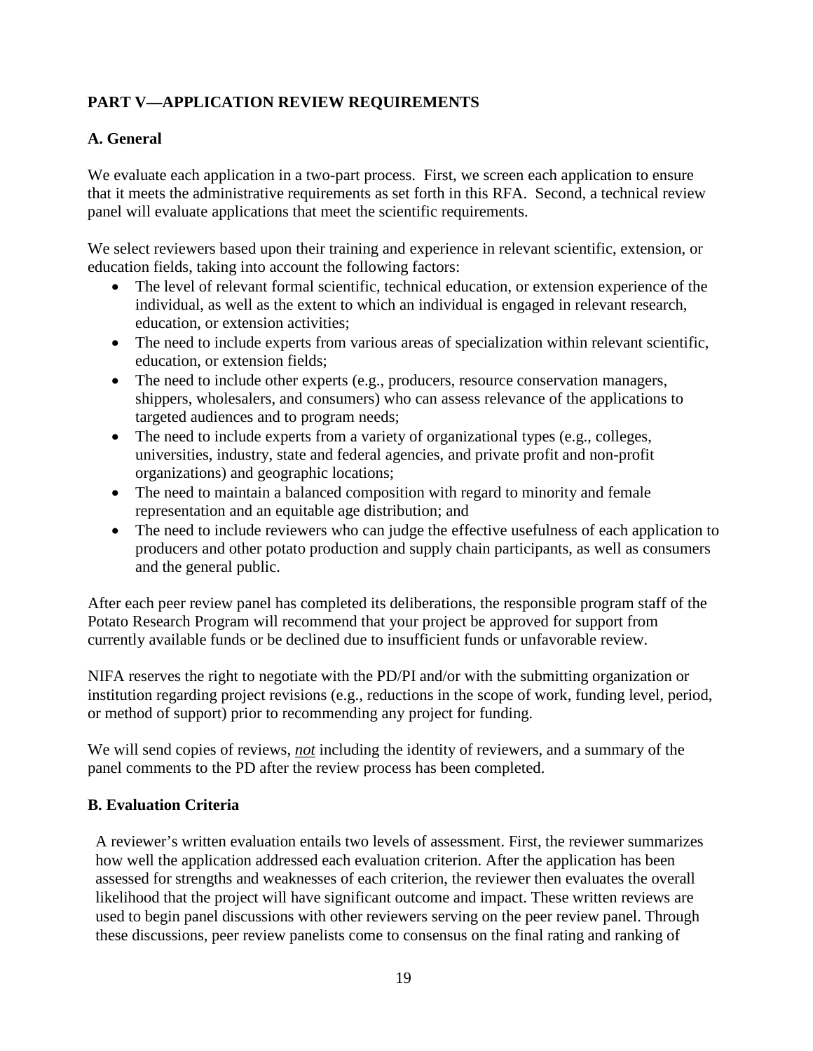## PART V—APPLICATION REVIEW REQUIREMENTS

### A. General

We evaluate each application in a two-part process. First, we screen each application to ensure that it meets the administrative requirements as set forth in this RFA. Second, a technical review panel will evaluate applications that meet the scientific requirements.

We select reviewers based upon their training and experience in relevant scientific, extension, or education fields, taking into account the following factors:

- The level of relevant formal scientific, technical education, or extension experience of the individual, as well as the extent to which an individual is engaged in relevant research, education, or extension activities;
- The need to include experts from various areas of specialization within relevant scientific, education, or extension fields;
- The need to include other experts (e.g., producers, resource conservation managers, shippers, wholesalers, and consumers) who can assess relevance of the applications to targeted audiences and to program needs;
- The need to include experts from a variety of organizational types (e.g., colleges, universities, industry, state and federal agencies, and private profit and non-profit organizations) and geographic locations;
- The need to maintain a balanced composition with regard to minority and female representation and an equitable age distribution; and
- The need to include reviewers who can judge the effective usefulness of each application to producers and other potato production and supply chain participants, as well as consumers and the general public.

After each peer review panel has completed its deliberations, the responsible program staff of the Potato Research Program will recommend that your project be approved for support from currently available funds or be declined due to insufficient funds or unfavorable review.

NIFA reserves the right to negotiate with the PD/PI and/or with the submitting organization or institution regarding project revisions (e.g., reductions in the scope of work, funding level, period, or method of support) prior to recommending any project for funding.

We will send copies of reviews, ***not*** including the identity of reviewers, and a summary of the panel comments to the PD after the review process has been completed.

### B. Evaluation Criteria

A reviewer's written evaluation entails two levels of assessment. First, the reviewer summarizes how well the application addressed each evaluation criterion. After the application has been assessed for strengths and weaknesses of each criterion, the reviewer then evaluates the overall likelihood that the project will have significant outcome and impact. These written reviews are used to begin panel discussions with other reviewers serving on the peer review panel. Through these discussions, peer review panelists come to consensus on the final rating and ranking of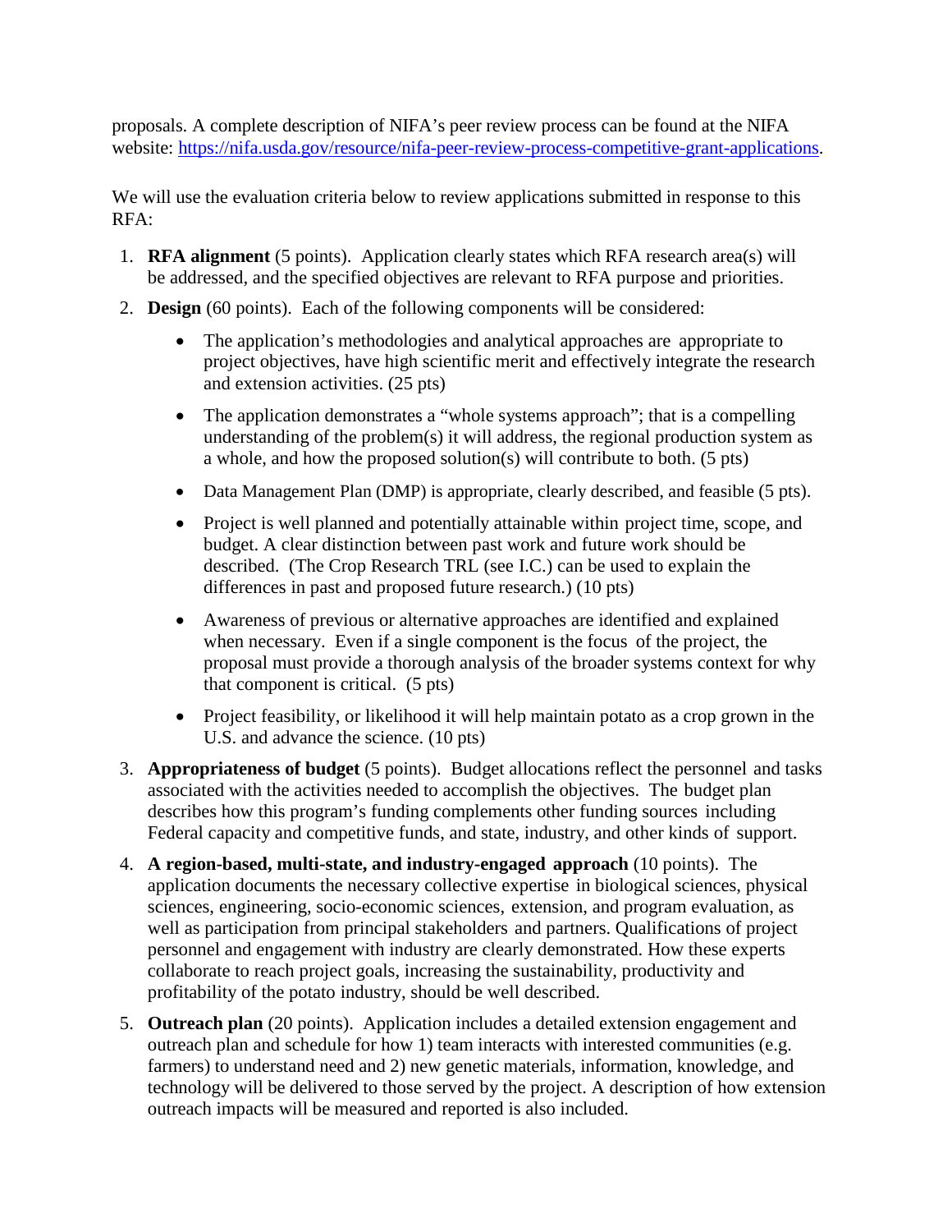proposals. A complete description of NIFA's peer review process can be found at the NIFA website: https://nifa.usda.gov/resource/nifa-peer-review-process-competitive-grant-applications.

We will use the evaluation criteria below to review applications submitted in response to this RFA:

1. **RFA alignment** (5 points). Application clearly states which RFA research area(s) will be addressed, and the specified objectives are relevant to RFA purpose and priorities.
2. **Design** (60 points). Each of the following components will be considered:
   - The application's methodologies and analytical approaches are appropriate to project objectives, have high scientific merit and effectively integrate the research and extension activities. (25 pts)
   - The application demonstrates a "whole systems approach"; that is a compelling understanding of the problem(s) it will address, the regional production system as a whole, and how the proposed solution(s) will contribute to both. (5 pts)
   - Data Management Plan (DMP) is appropriate, clearly described, and feasible (5 pts).
   - Project is well planned and potentially attainable within project time, scope, and budget. A clear distinction between past work and future work should be described. (The Crop Research TRL (see I.C.) can be used to explain the differences in past and proposed future research.) (10 pts)
   - Awareness of previous or alternative approaches are identified and explained when necessary. Even if a single component is the focus of the project, the proposal must provide a thorough analysis of the broader systems context for why that component is critical. (5 pts)
   - Project feasibility, or likelihood it will help maintain potato as a crop grown in the U.S. and advance the science. (10 pts)
3. **Appropriateness of budget** (5 points). Budget allocations reflect the personnel and tasks associated with the activities needed to accomplish the objectives. The budget plan describes how this program's funding complements other funding sources including Federal capacity and competitive funds, and state, industry, and other kinds of support.
4. **A region-based, multi-state, and industry-engaged approach** (10 points). The application documents the necessary collective expertise in biological sciences, physical sciences, engineering, socio-economic sciences, extension, and program evaluation, as well as participation from principal stakeholders and partners. Qualifications of project personnel and engagement with industry are clearly demonstrated. How these experts collaborate to reach project goals, increasing the sustainability, productivity and profitability of the potato industry, should be well described.
5. **Outreach plan** (20 points). Application includes a detailed extension engagement and outreach plan and schedule for how 1) team interacts with interested communities (e.g. farmers) to understand need and 2) new genetic materials, information, knowledge, and technology will be delivered to those served by the project. A description of how extension outreach impacts will be measured and reported is also included.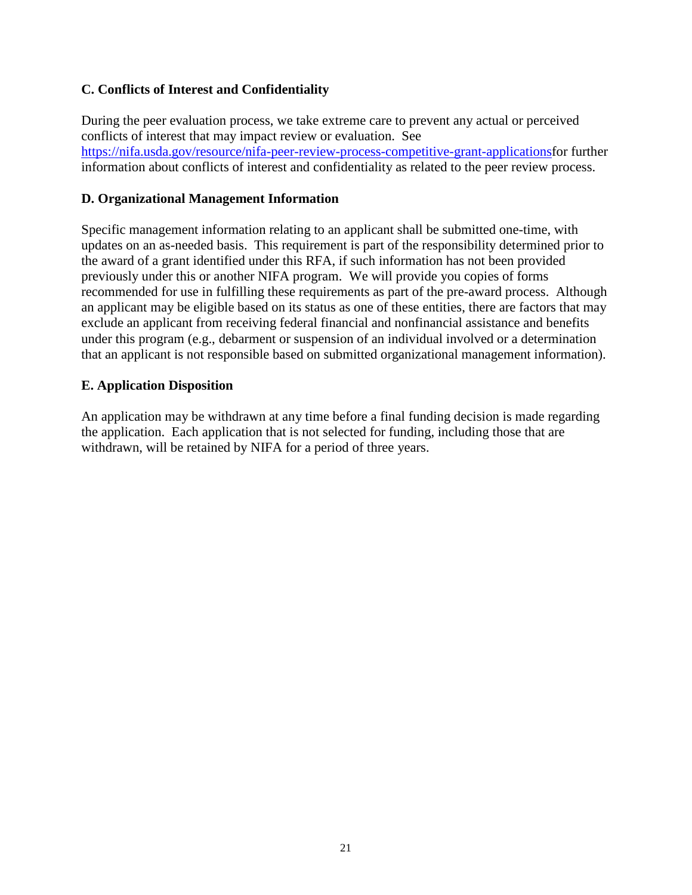### C. Conflicts of Interest and Confidentiality

During the peer evaluation process, we take extreme care to prevent any actual or perceived conflicts of interest that may impact review or evaluation. See https://nifa.usda.gov/resource/nifa-peer-review-process-competitive-grant-applicationsfor further information about conflicts of interest and confidentiality as related to the peer review process.

### D. Organizational Management Information

Specific management information relating to an applicant shall be submitted one-time, with updates on an as-needed basis. This requirement is part of the responsibility determined prior to the award of a grant identified under this RFA, if such information has not been provided previously under this or another NIFA program. We will provide you copies of forms recommended for use in fulfilling these requirements as part of the pre-award process. Although an applicant may be eligible based on its status as one of these entities, there are factors that may exclude an applicant from receiving federal financial and nonfinancial assistance and benefits under this program (e.g., debarment or suspension of an individual involved or a determination that an applicant is not responsible based on submitted organizational management information).

### E. Application Disposition

An application may be withdrawn at any time before a final funding decision is made regarding the application. Each application that is not selected for funding, including those that are withdrawn, will be retained by NIFA for a period of three years.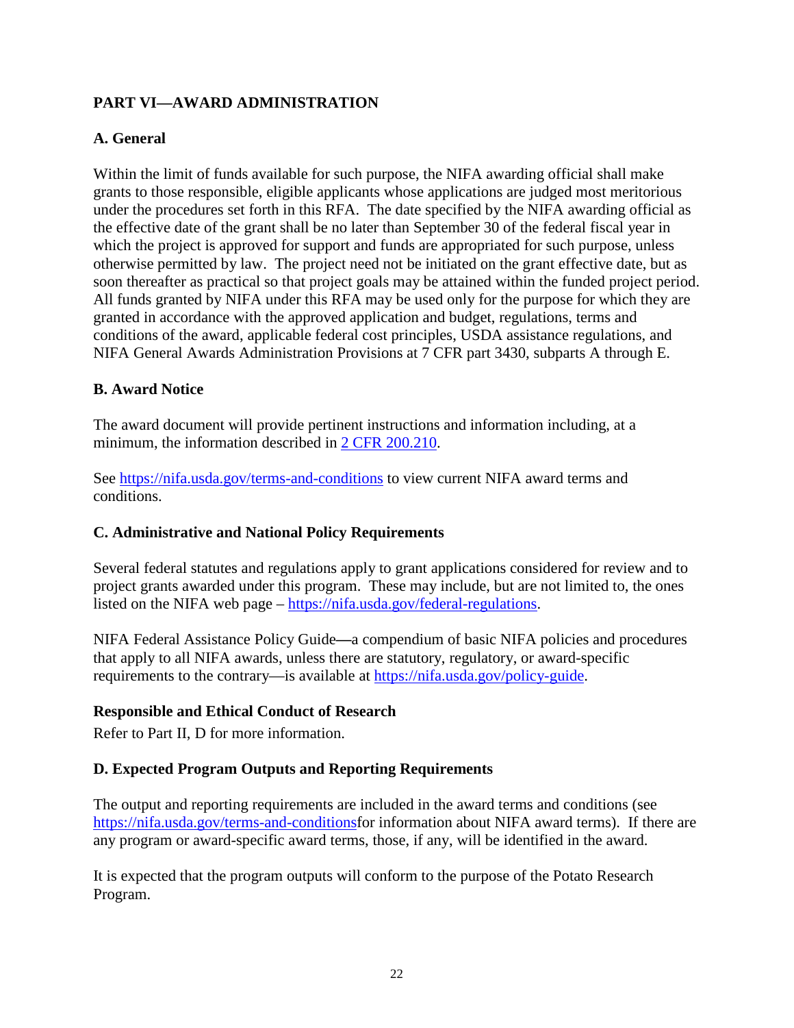## PART VI—AWARD ADMINISTRATION

### A. General

Within the limit of funds available for such purpose, the NIFA awarding official shall make grants to those responsible, eligible applicants whose applications are judged most meritorious under the procedures set forth in this RFA. The date specified by the NIFA awarding official as the effective date of the grant shall be no later than September 30 of the federal fiscal year in which the project is approved for support and funds are appropriated for such purpose, unless otherwise permitted by law. The project need not be initiated on the grant effective date, but as soon thereafter as practical so that project goals may be attained within the funded project period. All funds granted by NIFA under this RFA may be used only for the purpose for which they are granted in accordance with the approved application and budget, regulations, terms and conditions of the award, applicable federal cost principles, USDA assistance regulations, and NIFA General Awards Administration Provisions at 7 CFR part 3430, subparts A through E.

### B. Award Notice

The award document will provide pertinent instructions and information including, at a minimum, the information described in 2 CFR 200.210.

See https://nifa.usda.gov/terms-and-conditions to view current NIFA award terms and conditions.

### C. Administrative and National Policy Requirements

Several federal statutes and regulations apply to grant applications considered for review and to project grants awarded under this program. These may include, but are not limited to, the ones listed on the NIFA web page – https://nifa.usda.gov/federal-regulations.

NIFA Federal Assistance Policy Guide—a compendium of basic NIFA policies and procedures that apply to all NIFA awards, unless there are statutory, regulatory, or award-specific requirements to the contrary—is available at https://nifa.usda.gov/policy-guide.

#### Responsible and Ethical Conduct of Research

Refer to Part II, D for more information.

### D. Expected Program Outputs and Reporting Requirements

The output and reporting requirements are included in the award terms and conditions (see https://nifa.usda.gov/terms-and-conditionsfor information about NIFA award terms). If there are any program or award-specific award terms, those, if any, will be identified in the award.

It is expected that the program outputs will conform to the purpose of the Potato Research Program.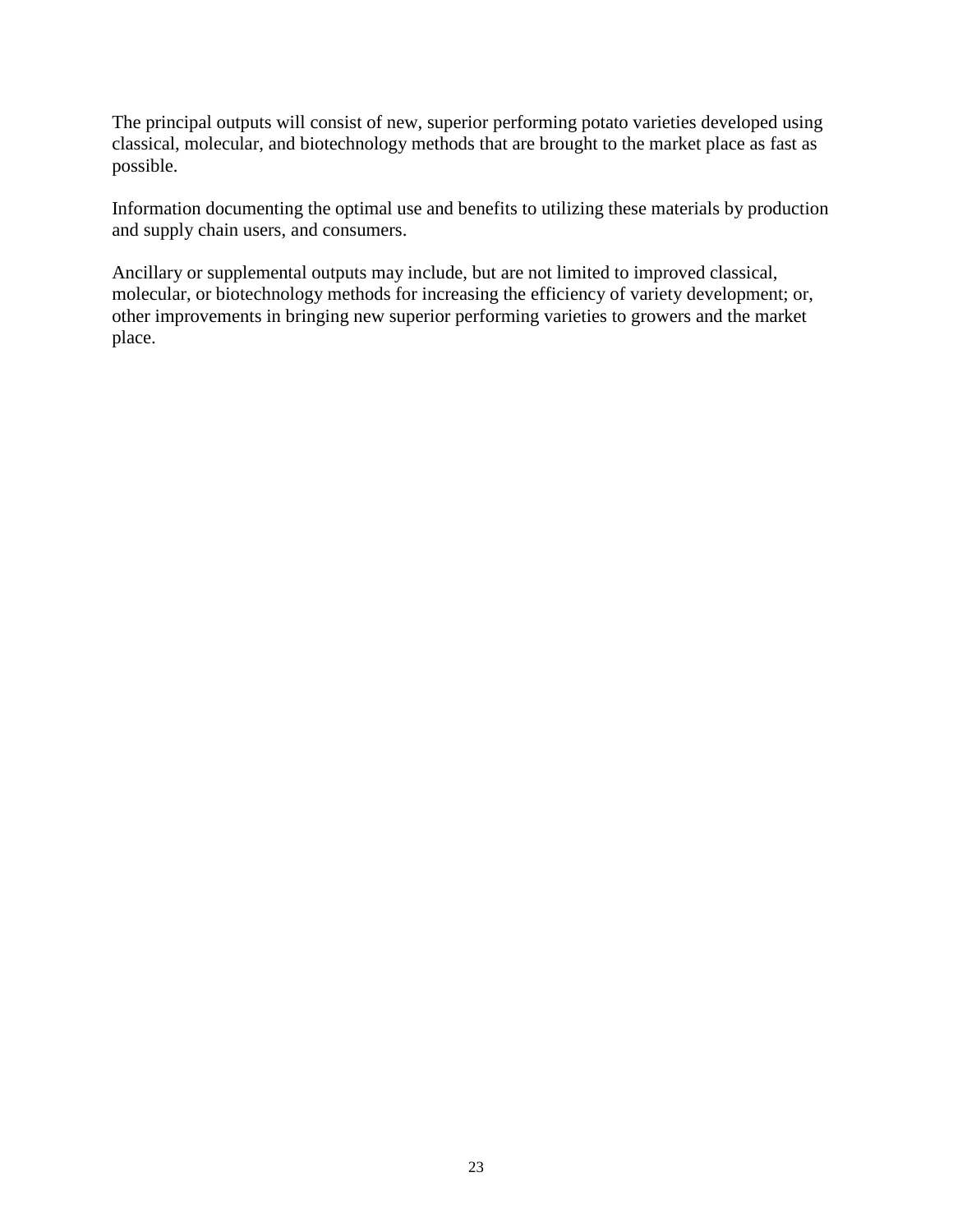The principal outputs will consist of new, superior performing potato varieties developed using classical, molecular, and biotechnology methods that are brought to the market place as fast as possible.

Information documenting the optimal use and benefits to utilizing these materials by production and supply chain users, and consumers.

Ancillary or supplemental outputs may include, but are not limited to improved classical, molecular, or biotechnology methods for increasing the efficiency of variety development; or, other improvements in bringing new superior performing varieties to growers and the market place.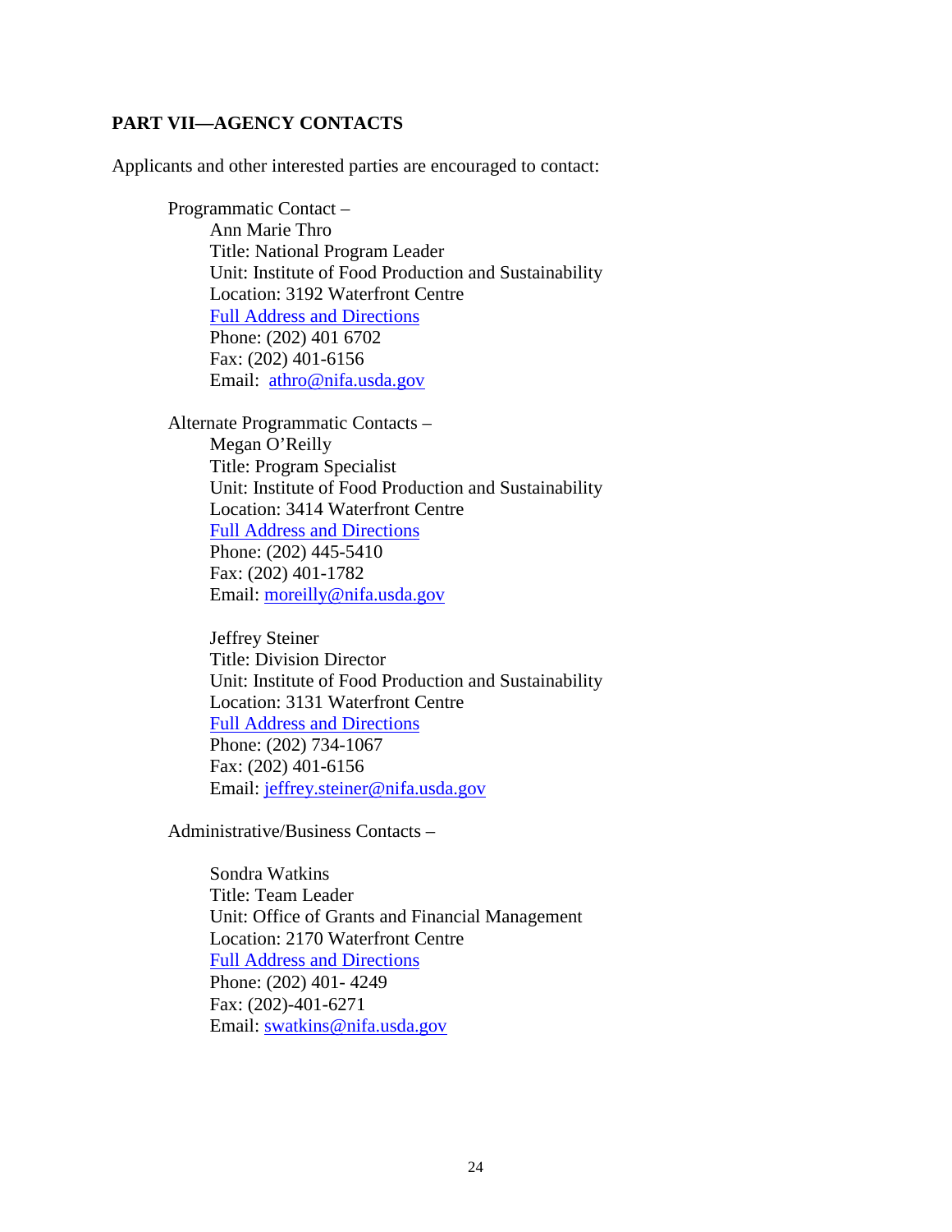## PART VII—AGENCY CONTACTS

Applicants and other interested parties are encouraged to contact:

Programmatic Contact –

Ann Marie Thro
Title: National Program Leader
Unit: Institute of Food Production and Sustainability
Location: 3192 Waterfront Centre
Full Address and Directions
Phone: (202) 401 6702
Fax: (202) 401-6156
Email: athro@nifa.usda.gov

Alternate Programmatic Contacts –

Megan O'Reilly
Title: Program Specialist
Unit: Institute of Food Production and Sustainability
Location: 3414 Waterfront Centre
Full Address and Directions
Phone: (202) 445-5410
Fax: (202) 401-1782
Email: moreilly@nifa.usda.gov

Jeffrey Steiner
Title: Division Director
Unit: Institute of Food Production and Sustainability
Location: 3131 Waterfront Centre
Full Address and Directions
Phone: (202) 734-1067
Fax: (202) 401-6156
Email: jeffrey.steiner@nifa.usda.gov

Administrative/Business Contacts –

Sondra Watkins
Title: Team Leader
Unit: Office of Grants and Financial Management
Location: 2170 Waterfront Centre
Full Address and Directions
Phone: (202) 401- 4249
Fax: (202)-401-6271
Email: swatkins@nifa.usda.gov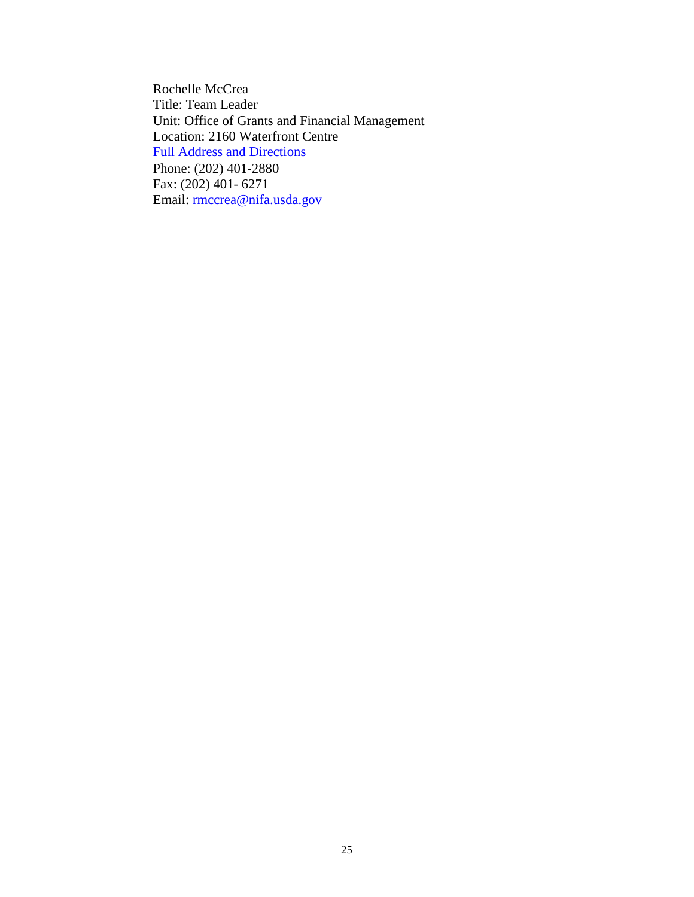Rochelle McCrea  
Title: Team Leader  
Unit: Office of Grants and Financial Management  
Location: 2160 Waterfront Centre  
Full Address and Directions  
Phone: (202) 401-2880  
Fax: (202) 401- 6271  
Email: rmccrea@nifa.usda.gov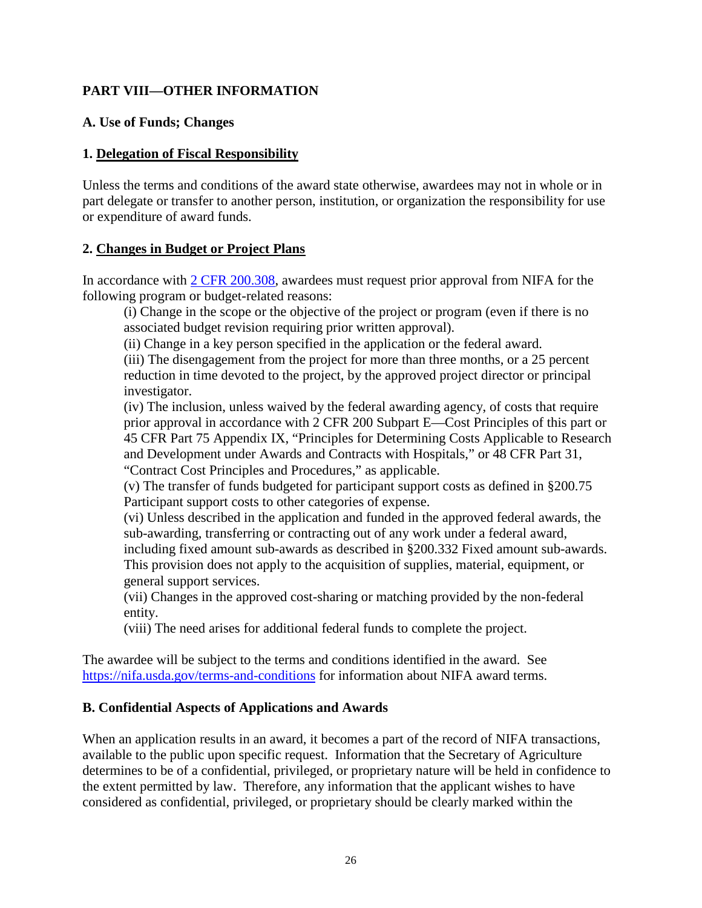## PART VIII—OTHER INFORMATION

### A. Use of Funds; Changes

#### 1. Delegation of Fiscal Responsibility

Unless the terms and conditions of the award state otherwise, awardees may not in whole or in part delegate or transfer to another person, institution, or organization the responsibility for use or expenditure of award funds.

#### 2. Changes in Budget or Project Plans

In accordance with [2 CFR 200.308](2 CFR 200.308), awardees must request prior approval from NIFA for the following program or budget-related reasons:

(i) Change in the scope or the objective of the project or program (even if there is no associated budget revision requiring prior written approval).

(ii) Change in a key person specified in the application or the federal award.

(iii) The disengagement from the project for more than three months, or a 25 percent reduction in time devoted to the project, by the approved project director or principal investigator.

(iv) The inclusion, unless waived by the federal awarding agency, of costs that require prior approval in accordance with 2 CFR 200 Subpart E—Cost Principles of this part or 45 CFR Part 75 Appendix IX, "Principles for Determining Costs Applicable to Research and Development under Awards and Contracts with Hospitals," or 48 CFR Part 31, "Contract Cost Principles and Procedures," as applicable.

(v) The transfer of funds budgeted for participant support costs as defined in §200.75 Participant support costs to other categories of expense.

(vi) Unless described in the application and funded in the approved federal awards, the sub-awarding, transferring or contracting out of any work under a federal award, including fixed amount sub-awards as described in §200.332 Fixed amount sub-awards. This provision does not apply to the acquisition of supplies, material, equipment, or general support services.

(vii) Changes in the approved cost-sharing or matching provided by the non-federal entity.

(viii) The need arises for additional federal funds to complete the project.

The awardee will be subject to the terms and conditions identified in the award. See [https://nifa.usda.gov/terms-and-conditions](https://nifa.usda.gov/terms-and-conditions) for information about NIFA award terms.

### B. Confidential Aspects of Applications and Awards

When an application results in an award, it becomes a part of the record of NIFA transactions, available to the public upon specific request. Information that the Secretary of Agriculture determines to be of a confidential, privileged, or proprietary nature will be held in confidence to the extent permitted by law. Therefore, any information that the applicant wishes to have considered as confidential, privileged, or proprietary should be clearly marked within the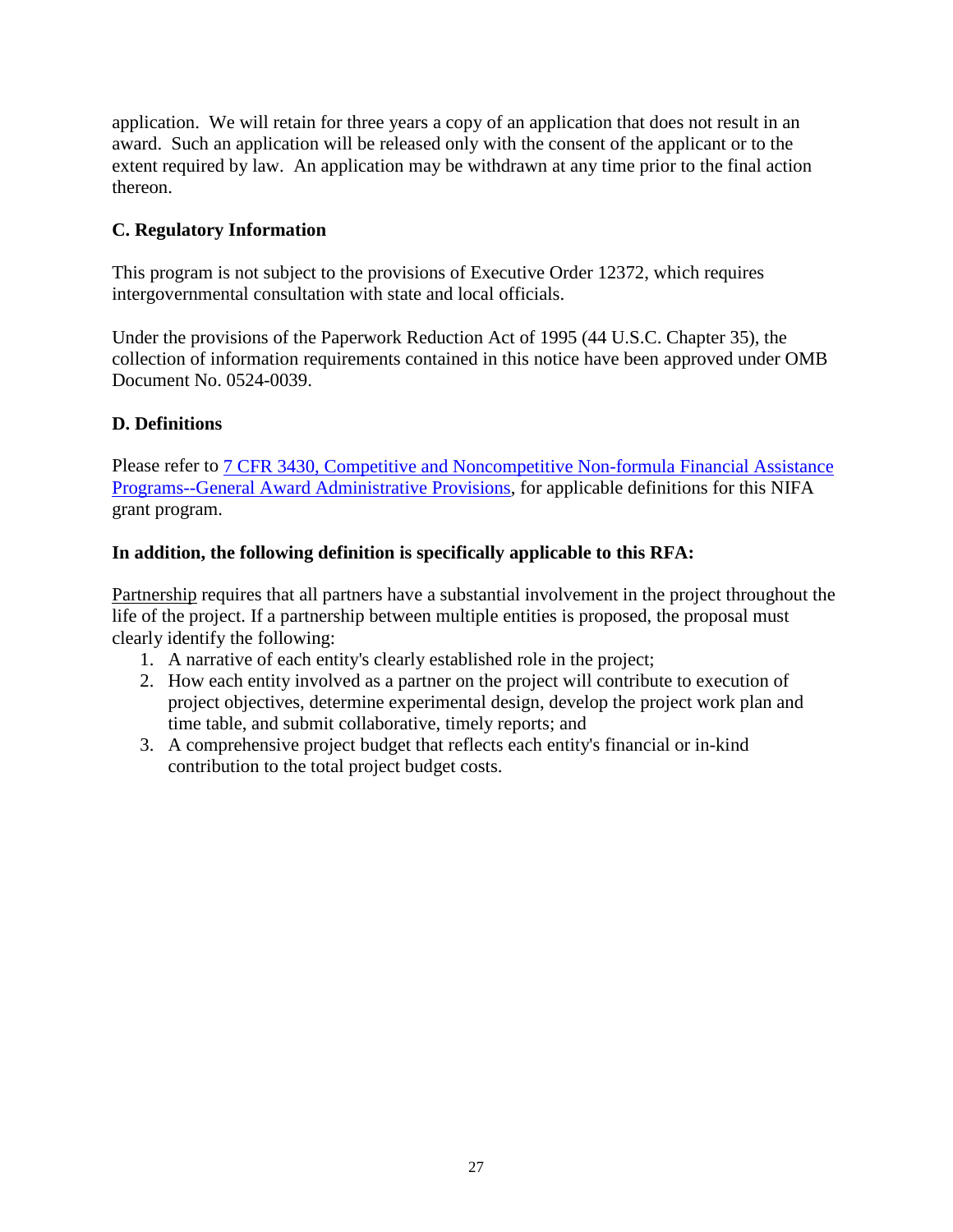application. We will retain for three years a copy of an application that does not result in an award. Such an application will be released only with the consent of the applicant or to the extent required by law. An application may be withdrawn at any time prior to the final action thereon.

### C. Regulatory Information

This program is not subject to the provisions of Executive Order 12372, which requires intergovernmental consultation with state and local officials.

Under the provisions of the Paperwork Reduction Act of 1995 (44 U.S.C. Chapter 35), the collection of information requirements contained in this notice have been approved under OMB Document No. 0524-0039.

### D. Definitions

Please refer to 7 CFR 3430, Competitive and Noncompetitive Non-formula Financial Assistance Programs--General Award Administrative Provisions, for applicable definitions for this NIFA grant program.

**In addition, the following definition is specifically applicable to this RFA:**

Partnership requires that all partners have a substantial involvement in the project throughout the life of the project. If a partnership between multiple entities is proposed, the proposal must clearly identify the following:

1. A narrative of each entity's clearly established role in the project;
2. How each entity involved as a partner on the project will contribute to execution of project objectives, determine experimental design, develop the project work plan and time table, and submit collaborative, timely reports; and
3. A comprehensive project budget that reflects each entity's financial or in-kind contribution to the total project budget costs.